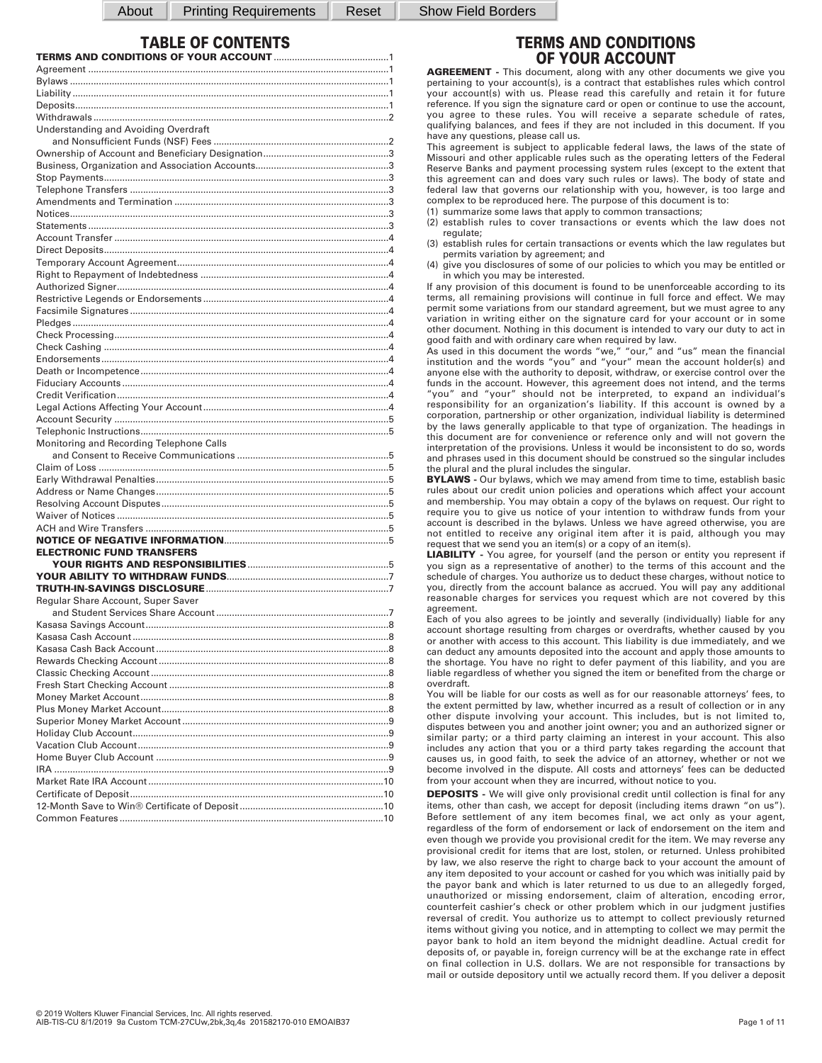# TABLE OF CONTENTS

| | |
|---|---|
| **TERMS AND CONDITIONS OF YOUR ACCOUNT** | 1 |
| Agreement | 1 |
| Bylaws | 1 |
| Liability | 1 |
| Deposits | 1 |
| Withdrawals | 2 |
| Understanding and Avoiding Overdraft and Nonsufficient Funds (NSF) Fees | 2 |
| Ownership of Account and Beneficiary Designation | 3 |
| Business, Organization and Association Accounts | 3 |
| Stop Payments | 3 |
| Telephone Transfers | 3 |
| Amendments and Termination | 3 |
| Notices | 3 |
| Statements | 3 |
| Account Transfer | 4 |
| Direct Deposits | 4 |
| Temporary Account Agreement | 4 |
| Right to Repayment of Indebtedness | 4 |
| Authorized Signer | 4 |
| Restrictive Legends or Endorsements | 4 |
| Facsimile Signatures | 4 |
| Pledges | 4 |
| Check Processing | 4 |
| Check Cashing | 4 |
| Endorsements | 4 |
| Death or Incompetence | 4 |
| Fiduciary Accounts | 4 |
| Credit Verification | 4 |
| Legal Actions Affecting Your Account | 4 |
| Account Security | 5 |
| Telephonic Instructions | 5 |
| Monitoring and Recording Telephone Calls and Consent to Receive Communications | 5 |
| Claim of Loss | 5 |
| Early Withdrawal Penalties | 5 |
| Address or Name Changes | 5 |
| Resolving Account Disputes | 5 |
| Waiver of Notices | 5 |
| ACH and Wire Transfers | 5 |
| **NOTICE OF NEGATIVE INFORMATION** | 5 |
| **ELECTRONIC FUND TRANSFERS YOUR RIGHTS AND RESPONSIBILITIES** | 5 |
| **YOUR ABILITY TO WITHDRAW FUNDS** | 7 |
| **TRUTH-IN-SAVINGS DISCLOSURE** | 7 |
| Regular Share Account, Super Saver and Student Services Share Account | 7 |
| Kasasa Savings Account | 8 |
| Kasasa Cash Account | 8 |
| Kasasa Cash Back Account | 8 |
| Rewards Checking Account | 8 |
| Classic Checking Account | 8 |
| Fresh Start Checking Account | 8 |
| Money Market Account | 8 |
| Plus Money Market Account | 8 |
| Superior Money Market Account | 9 |
| Holiday Club Account | 9 |
| Vacation Club Account | 9 |
| Home Buyer Club Account | 9 |
| IRA | 9 |
| Market Rate IRA Account | 10 |
| Certificate of Deposit | 10 |
| 12-Month Save to Win® Certificate of Deposit | 10 |
| Common Features | 10 |

# TERMS AND CONDITIONS OF YOUR ACCOUNT

**AGREEMENT -** This document, along with any other documents we give you pertaining to your account(s), is a contract that establishes rules which control your account(s) with us. Please read this carefully and retain it for future reference. If you sign the signature card or open or continue to use the account, you agree to these rules. You will receive a separate schedule of rates, qualifying balances, and fees if they are not included in this document. If you have any questions, please call us.

This agreement is subject to applicable federal laws, the laws of the state of Missouri and other applicable rules such as the operating letters of the Federal Reserve Banks and payment processing system rules (except to the extent that this agreement can and does vary such rules or laws). The body of state and federal law that governs our relationship with you, however, is too large and complex to be reproduced here. The purpose of this document is to:

(1) summarize some laws that apply to common transactions;
(2) establish rules to cover transactions or events which the law does not regulate;
(3) establish rules for certain transactions or events which the law regulates but permits variation by agreement; and
(4) give you disclosures of some of our policies to which you may be entitled or in which you may be interested.

If any provision of this document is found to be unenforceable according to its terms, all remaining provisions will continue in full force and effect. We may permit some variations from our standard agreement, but we must agree to any variation in writing either on the signature card for your account or in some other document. Nothing in this document is intended to vary our duty to act in good faith and with ordinary care when required by law.

As used in this document the words "we," "our," and "us" mean the financial institution and the words "you" and "your" mean the account holder(s) and anyone else with the authority to deposit, withdraw, or exercise control over the funds in the account. However, this agreement does not intend, and the terms "you" and "your" should not be interpreted, to expand an individual's responsibility for an organization's liability. If this account is owned by a corporation, partnership or other organization, individual liability is determined by the laws generally applicable to that type of organization. The headings in this document are for convenience or reference only and will not govern the interpretation of the provisions. Unless it would be inconsistent to do so, words and phrases used in this document should be construed so the singular includes the plural and the plural includes the singular.

**BYLAWS -** Our bylaws, which we may amend from time to time, establish basic rules about our credit union policies and operations which affect your account and membership. You may obtain a copy of the bylaws on request. Our right to require you to give us notice of your intention to withdraw funds from your account is described in the bylaws. Unless we have agreed otherwise, you are not entitled to receive any original item after it is paid, although you may request that we send you an item(s) or a copy of an item(s).

**LIABILITY -** You agree, for yourself (and the person or entity you represent if you sign as a representative of another) to the terms of this account and the schedule of charges. You authorize us to deduct these charges, without notice to you, directly from the account balance as accrued. You will pay any additional reasonable charges for services you request which are not covered by this agreement.

Each of you also agrees to be jointly and severally (individually) liable for any account shortage resulting from charges or overdrafts, whether caused by you or another with access to this account. This liability is due immediately, and we can deduct any amounts deposited into the account and apply those amounts to the shortage. You have no right to defer payment of this liability, and you are liable regardless of whether you signed the item or benefited from the charge or overdraft.

You will be liable for our costs as well as for our reasonable attorneys' fees, to the extent permitted by law, whether incurred as a result of collection or in any other dispute involving your account. This includes, but is not limited to, disputes between you and another joint owner; you and an authorized signer or similar party; or a third party claiming an interest in your account. This also includes any action that you or a third party takes regarding the account that causes us, in good faith, to seek the advice of an attorney, whether or not we become involved in the dispute. All costs and attorneys' fees can be deducted from your account when they are incurred, without notice to you.

**DEPOSITS -** We will give only provisional credit until collection is final for any items, other than cash, we accept for deposit (including items drawn "on us"). Before settlement of any item becomes final, we act only as your agent, regardless of the form of endorsement or lack of endorsement on the item and even though we provide you provisional credit for the item. We may reverse any provisional credit for items that are lost, stolen, or returned. Unless prohibited by law, we also reserve the right to charge back to your account the amount of any item deposited to your account or cashed for you which was initially paid by the payor bank and which is later returned to us due to an allegedly forged, unauthorized or missing endorsement, claim of alteration, encoding error, counterfeit cashier's check or other problem which in our judgment justifies reversal of credit. You authorize us to attempt to collect previously returned items without giving you notice, and in attempting to collect we may permit the payor bank to hold an item beyond the midnight deadline. Actual credit for deposits of, or payable in, foreign currency will be at the exchange rate in effect on final collection in U.S. dollars. We are not responsible for transactions by mail or outside depository until we actually record them. If you deliver a deposit

© 2019 Wolters Kluwer Financial Services, Inc. All rights reserved.
AIB-TIS-CU 8/1/2019 9a Custom TCM-27CUw,2bk,3q,4s 201582170-010 EMOAIB37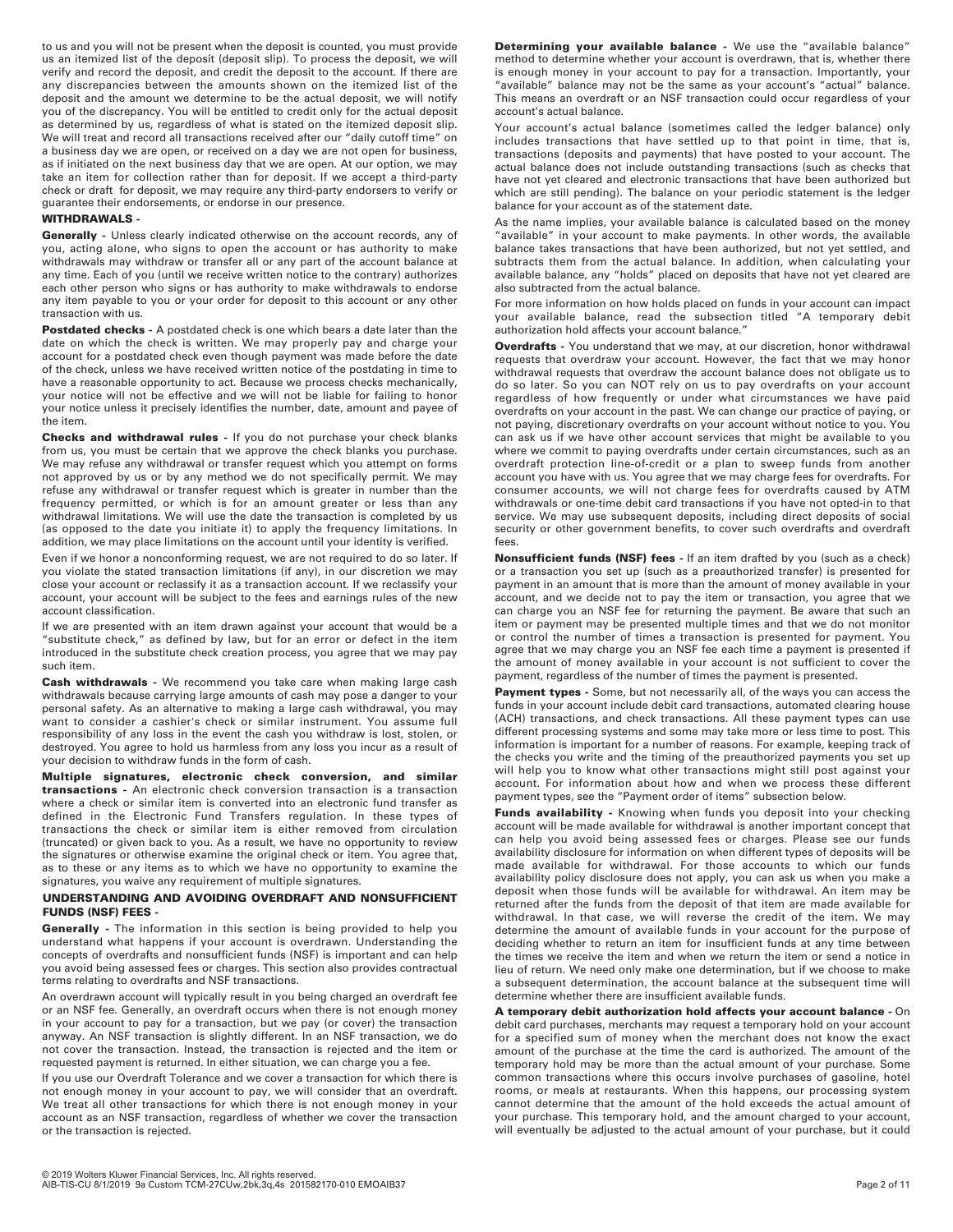to us and you will not be present when the deposit is counted, you must provide us an itemized list of the deposit (deposit slip). To process the deposit, we will verify and record the deposit, and credit the deposit to the account. If there are any discrepancies between the amounts shown on the itemized list of the deposit and the amount we determine to be the actual deposit, we will notify you of the discrepancy. You will be entitled to credit only for the actual deposit as determined by us, regardless of what is stated on the itemized deposit slip. We will treat and record all transactions received after our "daily cutoff time" on a business day we are open, or received on a day we are not open for business, as if initiated on the next business day that we are open. At our option, we may take an item for collection rather than for deposit. If we accept a third-party check or draft for deposit, we may require any third-party endorsers to verify or guarantee their endorsements, or endorse in our presence.

**WITHDRAWALS -**

**Generally -** Unless clearly indicated otherwise on the account records, any of you, acting alone, who signs to open the account or has authority to make withdrawals may withdraw or transfer all or any part of the account balance at any time. Each of you (until we receive written notice to the contrary) authorizes each other person who signs or has authority to make withdrawals to endorse any item payable to you or your order for deposit to this account or any other transaction with us.

**Postdated checks -** A postdated check is one which bears a date later than the date on which the check is written. We may properly pay and charge your account for a postdated check even though payment was made before the date of the check, unless we have received written notice of the postdating in time to have a reasonable opportunity to act. Because we process checks mechanically, your notice will not be effective and we will not be liable for failing to honor your notice unless it precisely identifies the number, date, amount and payee of the item.

**Checks and withdrawal rules -** If you do not purchase your check blanks from us, you must be certain that we approve the check blanks you purchase. We may refuse any withdrawal or transfer request which you attempt on forms not approved by us or by any method we do not specifically permit. We may refuse any withdrawal or transfer request which is greater in number than the frequency permitted, or which is for an amount greater or less than any withdrawal limitations. We will use the date the transaction is completed by us (as opposed to the date you initiate it) to apply the frequency limitations. In addition, we may place limitations on the account until your identity is verified.

Even if we honor a nonconforming request, we are not required to do so later. If you violate the stated transaction limitations (if any), in our discretion we may close your account or reclassify it as a transaction account. If we reclassify your account, your account will be subject to the fees and earnings rules of the new account classification.

If we are presented with an item drawn against your account that would be a "substitute check," as defined by law, but for an error or defect in the item introduced in the substitute check creation process, you agree that we may pay such item.

**Cash withdrawals -** We recommend you take care when making large cash withdrawals because carrying large amounts of cash may pose a danger to your personal safety. As an alternative to making a large cash withdrawal, you may want to consider a cashier's check or similar instrument. You assume full responsibility of any loss in the event the cash you withdraw is lost, stolen, or destroyed. You agree to hold us harmless from any loss you incur as a result of your decision to withdraw funds in the form of cash.

**Multiple signatures, electronic check conversion, and similar transactions -** An electronic check conversion transaction is a transaction where a check or similar item is converted into an electronic fund transfer as defined in the Electronic Fund Transfers regulation. In these types of transactions the check or similar item is either removed from circulation (truncated) or given back to you. As a result, we have no opportunity to review the signatures or otherwise examine the original check or item. You agree that, as to these or any items as to which we have no opportunity to examine the signatures, you waive any requirement of multiple signatures.

**UNDERSTANDING AND AVOIDING OVERDRAFT AND NONSUFFICIENT FUNDS (NSF) FEES -**

**Generally -** The information in this section is being provided to help you understand what happens if your account is overdrawn. Understanding the concepts of overdrafts and nonsufficient funds (NSF) is important and can help you avoid being assessed fees or charges. This section also provides contractual terms relating to overdrafts and NSF transactions.

An overdrawn account will typically result in you being charged an overdraft fee or an NSF fee. Generally, an overdraft occurs when there is not enough money in your account to pay for a transaction, but we pay (or cover) the transaction anyway. An NSF transaction is slightly different. In an NSF transaction, we do not cover the transaction. Instead, the transaction is rejected and the item or requested payment is returned. In either situation, we can charge you a fee.

If you use our Overdraft Tolerance and we cover a transaction for which there is not enough money in your account to pay, we will consider that an overdraft. We treat all other transactions for which there is not enough money in your account as an NSF transaction, regardless of whether we cover the transaction or the transaction is rejected.

**Determining your available balance -** We use the "available balance" method to determine whether your account is overdrawn, that is, whether there is enough money in your account to pay for a transaction. Importantly, your "available" balance may not be the same as your account's "actual" balance. This means an overdraft or an NSF transaction could occur regardless of your account's actual balance.

Your account's actual balance (sometimes called the ledger balance) only includes transactions that have settled up to that point in time, that is, transactions (deposits and payments) that have posted to your account. The actual balance does not include outstanding transactions (such as checks that have not yet cleared and electronic transactions that have been authorized but which are still pending). The balance on your periodic statement is the ledger balance for your account as of the statement date.

As the name implies, your available balance is calculated based on the money "available" in your account to make payments. In other words, the available balance takes transactions that have been authorized, but not yet settled, and subtracts them from the actual balance. In addition, when calculating your available balance, any "holds" placed on deposits that have not yet cleared are also subtracted from the actual balance.

For more information on how holds placed on funds in your account can impact your available balance, read the subsection titled "A temporary debit authorization hold affects your account balance."

**Overdrafts -** You understand that we may, at our discretion, honor withdrawal requests that overdraw your account. However, the fact that we may honor withdrawal requests that overdraw the account balance does not obligate us to do so later. So you can NOT rely on us to pay overdrafts on your account regardless of how frequently or under what circumstances we have paid overdrafts on your account in the past. We can change our practice of paying, or not paying, discretionary overdrafts on your account without notice to you. You can ask us if we have other account services that might be available to you where we commit to paying overdrafts under certain circumstances, such as an overdraft protection line-of-credit or a plan to sweep funds from another account you have with us. You agree that we may charge fees for overdrafts. For consumer accounts, we will not charge fees for overdrafts caused by ATM withdrawals or one-time debit card transactions if you have not opted-in to that service. We may use subsequent deposits, including direct deposits of social security or other government benefits, to cover such overdrafts and overdraft fees.

**Nonsufficient funds (NSF) fees -** If an item drafted by you (such as a check) or a transaction you set up (such as a preauthorized transfer) is presented for payment in an amount that is more than the amount of money available in your account, and we decide not to pay the item or transaction, you agree that we can charge you an NSF fee for returning the payment. Be aware that such an item or payment may be presented multiple times and that we do not monitor or control the number of times a transaction is presented for payment. You agree that we may charge you an NSF fee each time a payment is presented if the amount of money available in your account is not sufficient to cover the payment, regardless of the number of times the payment is presented.

**Payment types -** Some, but not necessarily all, of the ways you can access the funds in your account include debit card transactions, automated clearing house (ACH) transactions, and check transactions. All these payment types can use different processing systems and some may take more or less time to post. This information is important for a number of reasons. For example, keeping track of the checks you write and the timing of the preauthorized payments you set up will help you to know what other transactions might still post against your account. For information about how and when we process these different payment types, see the "Payment order of items" subsection below.

**Funds availability -** Knowing when funds you deposit into your checking account will be made available for withdrawal is another important concept that can help you avoid being assessed fees or charges. Please see our funds availability disclosure for information on when different types of deposits will be made available for withdrawal. For those accounts to which our funds availability policy disclosure does not apply, you can ask us when you make a deposit when those funds will be available for withdrawal. An item may be returned after the funds from the deposit of that item are made available for withdrawal. In that case, we will reverse the credit of the item. We may determine the amount of available funds in your account for the purpose of deciding whether to return an item for insufficient funds at any time between the times we receive the item and when we return the item or send a notice in lieu of return. We need only make one determination, but if we choose to make a subsequent determination, the account balance at the subsequent time will determine whether there are insufficient available funds.

**A temporary debit authorization hold affects your account balance -** On debit card purchases, merchants may request a temporary hold on your account for a specified sum of money when the merchant does not know the exact amount of the purchase at the time the card is authorized. The amount of the temporary hold may be more than the actual amount of your purchase. Some common transactions where this occurs involve purchases of gasoline, hotel rooms, or meals at restaurants. When this happens, our processing system cannot determine that the amount of the hold exceeds the actual amount of your purchase. This temporary hold, and the amount charged to your account, will eventually be adjusted to the actual amount of your purchase, but it could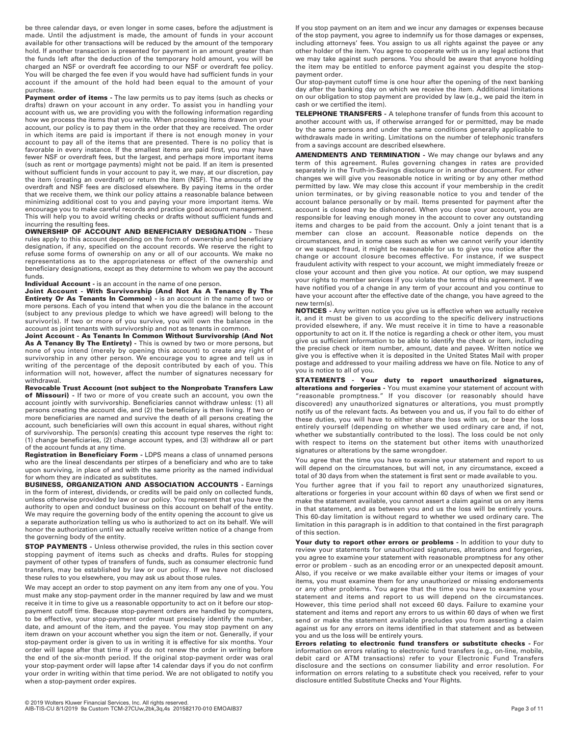be three calendar days, or even longer in some cases, before the adjustment is made. Until the adjustment is made, the amount of funds in your account available for other transactions will be reduced by the amount of the temporary hold. If another transaction is presented for payment in an amount greater than the funds left after the deduction of the temporary hold amount, you will be charged an NSF or overdraft fee according to our NSF or overdraft fee policy. You will be charged the fee even if you would have had sufficient funds in your account if the amount of the hold had been equal to the amount of your purchase.

**Payment order of items -** The law permits us to pay items (such as checks or drafts) drawn on your account in any order. To assist you in handling your account with us, we are providing you with the following information regarding how we process the items that you write. When processing items drawn on your account, our policy is to pay them in the order that they are received. The order in which items are paid is important if there is not enough money in your account to pay all of the items that are presented. There is no policy that is favorable in every instance. If the smallest items are paid first, you may have fewer NSF or overdraft fees, but the largest, and perhaps more important items (such as rent or mortgage payments) might not be paid. If an item is presented without sufficient funds in your account to pay it, we may, at our discretion, pay the item (creating an overdraft) or return the item (NSF). The amounts of the overdraft and NSF fees are disclosed elsewhere. By paying items in the order that we receive them, we think our policy attains a reasonable balance between minimizing additional cost to you and paying your more important items. We encourage you to make careful records and practice good account management. This will help you to avoid writing checks or drafts without sufficient funds and incurring the resulting fees.

**OWNERSHIP OF ACCOUNT AND BENEFICIARY DESIGNATION -** These rules apply to this account depending on the form of ownership and beneficiary designation, if any, specified on the account records. We reserve the right to refuse some forms of ownership on any or all of our accounts. We make no representations as to the appropriateness or effect of the ownership and beneficiary designations, except as they determine to whom we pay the account funds.

**Individual Account -** is an account in the name of one person.

**Joint Account - With Survivorship (And Not As A Tenancy By The Entirety Or As Tenants In Common) -** is an account in the name of two or more persons. Each of you intend that when you die the balance in the account (subject to any previous pledge to which we have agreed) will belong to the survivor(s). If two or more of you survive, you will own the balance in the account as joint tenants with survivorship and not as tenants in common.

**Joint Account - As Tenants In Common Without Survivorship (And Not As A Tenancy By The Entirety) -** This is owned by two or more persons, but none of you intend (merely by opening this account) to create any right of survivorship in any other person. We encourage you to agree and tell us in writing of the percentage of the deposit contributed by each of you. This information will not, however, affect the number of signatures necessary for withdrawal.

**Revocable Trust Account (not subject to the Nonprobate Transfers Law of Missouri) -** If two or more of you create such an account, you own the account jointly with survivorship. Beneficiaries cannot withdraw unless: (1) all persons creating the account die, and (2) the beneficiary is then living. If two or more beneficiaries are named and survive the death of all persons creating the account, such beneficiaries will own this account in equal shares, without right of survivorship. The person(s) creating this account type reserves the right to: (1) change beneficiaries, (2) change account types, and (3) withdraw all or part of the account funds at any time.

**Registration in Beneficiary Form -** LDPS means a class of unnamed persons who are the lineal descendants per stirpes of a beneficiary and who are to take upon surviving, in place of and with the same priority as the named individual for whom they are indicated as substitutes.

**BUSINESS, ORGANIZATION AND ASSOCIATION ACCOUNTS -** Earnings in the form of interest, dividends, or credits will be paid only on collected funds, unless otherwise provided by law or our policy. You represent that you have the authority to open and conduct business on this account on behalf of the entity. We may require the governing body of the entity opening the account to give us a separate authorization telling us who is authorized to act on its behalf. We will honor the authorization until we actually receive written notice of a change from the governing body of the entity.

**STOP PAYMENTS -** Unless otherwise provided, the rules in this section cover stopping payment of items such as checks and drafts. Rules for stopping payment of other types of transfers of funds, such as consumer electronic fund transfers, may be established by law or our policy. If we have not disclosed these rules to you elsewhere, you may ask us about those rules.

We may accept an order to stop payment on any item from any one of you. You must make any stop-payment order in the manner required by law and we must receive it in time to give us a reasonable opportunity to act on it before our stop-payment cutoff time. Because stop-payment orders are handled by computers, to be effective, your stop-payment order must precisely identify the number, date, and amount of the item, and the payee. You may stop payment on any item drawn on your account whether you sign the item or not. Generally, if your stop-payment order is given to us in writing it is effective for six months. Your order will lapse after that time if you do not renew the order in writing before the end of the six-month period. If the original stop-payment order was oral your stop-payment order will lapse after 14 calendar days if you do not confirm your order in writing within that time period. We are not obligated to notify you when a stop-payment order expires.

If you stop payment on an item and we incur any damages or expenses because of the stop payment, you agree to indemnify us for those damages or expenses, including attorneys' fees. You assign to us all rights against the payee or any other holder of the item. You agree to cooperate with us in any legal actions that we may take against such persons. You should be aware that anyone holding the item may be entitled to enforce payment against you despite the stop-payment order.

Our stop-payment cutoff time is one hour after the opening of the next banking day after the banking day on which we receive the item. Additional limitations on our obligation to stop payment are provided by law (e.g., we paid the item in cash or we certified the item).

**TELEPHONE TRANSFERS -** A telephone transfer of funds from this account to another account with us, if otherwise arranged for or permitted, may be made by the same persons and under the same conditions generally applicable to withdrawals made in writing. Limitations on the number of telephonic transfers from a savings account are described elsewhere.

**AMENDMENTS AND TERMINATION -** We may change our bylaws and any term of this agreement. Rules governing changes in rates are provided separately in the Truth-in-Savings disclosure or in another document. For other changes we will give you reasonable notice in writing or by any other method permitted by law. We may close this account if your membership in the credit union terminates, or by giving reasonable notice to you and tender of the account balance personally or by mail. Items presented for payment after the account is closed may be dishonored. When you close your account, you are responsible for leaving enough money in the account to cover any outstanding items and charges to be paid from the account. Only a joint tenant that is a member can close an account. Reasonable notice depends on the circumstances, and in some cases such as when we cannot verify your identity or we suspect fraud, it might be reasonable for us to give you notice after the change or account closure becomes effective. For instance, if we suspect fraudulent activity with respect to your account, we might immediately freeze or close your account and then give you notice. At our option, we may suspend your rights to member services if you violate the terms of this agreement. If we have notified you of a change in any term of your account and you continue to have your account after the effective date of the change, you have agreed to the new term(s).

**NOTICES -** Any written notice you give us is effective when we actually receive it, and it must be given to us according to the specific delivery instructions provided elsewhere, if any. We must receive it in time to have a reasonable opportunity to act on it. If the notice is regarding a check or other item, you must give us sufficient information to be able to identify the check or item, including the precise check or item number, amount, date and payee. Written notice we give you is effective when it is deposited in the United States Mail with proper postage and addressed to your mailing address we have on file. Notice to any of you is notice to all of you.

**STATEMENTS - Your duty to report unauthorized signatures, alterations and forgeries -** You must examine your statement of account with "reasonable promptness." If you discover (or reasonably should have discovered) any unauthorized signatures or alterations, you must promptly notify us of the relevant facts. As between you and us, if you fail to do either of these duties, you will have to either share the loss with us, or bear the loss entirely yourself (depending on whether we used ordinary care and, if not, whether we substantially contributed to the loss). The loss could be not only with respect to items on the statement but other items with unauthorized signatures or alterations by the same wrongdoer.

You agree that the time you have to examine your statement and report to us will depend on the circumstances, but will not, in any circumstance, exceed a total of 30 days from when the statement is first sent or made available to you.

You further agree that if you fail to report any unauthorized signatures, alterations or forgeries in your account within 60 days of when we first send or make the statement available, you cannot assert a claim against us on any items in that statement, and as between you and us the loss will be entirely yours. This 60-day limitation is without regard to whether we used ordinary care. The limitation in this paragraph is in addition to that contained in the first paragraph of this section.

**Your duty to report other errors or problems -** In addition to your duty to review your statements for unauthorized signatures, alterations and forgeries, you agree to examine your statement with reasonable promptness for any other error or problem - such as an encoding error or an unexpected deposit amount. Also, if you receive or we make available either your items or images of your items, you must examine them for any unauthorized or missing endorsements or any other problems. You agree that the time you have to examine your statement and items and report to us will depend on the circumstances. However, this time period shall not exceed 60 days. Failure to examine your statement and items and report any errors to us within 60 days of when we first send or make the statement available precludes you from asserting a claim against us for any errors on items identified in that statement and as between you and us the loss will be entirely yours.

**Errors relating to electronic fund transfers or substitute checks -** For information on errors relating to electronic fund transfers (e.g., on-line, mobile, debit card or ATM transactions) refer to your Electronic Fund Transfers disclosure and the sections on consumer liability and error resolution. For information on errors relating to a substitute check you received, refer to your disclosure entitled Substitute Checks and Your Rights.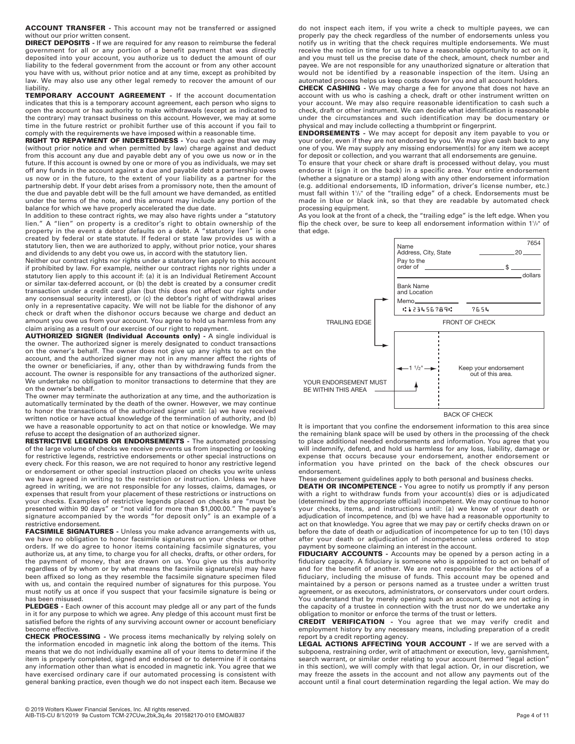**ACCOUNT TRANSFER -** This account may not be transferred or assigned without our prior written consent.

**DIRECT DEPOSITS -** If we are required for any reason to reimburse the federal government for all or any portion of a benefit payment that was directly deposited into your account, you authorize us to deduct the amount of our liability to the federal government from the account or from any other account you have with us, without prior notice and at any time, except as prohibited by law. We may also use any other legal remedy to recover the amount of our liability.

**TEMPORARY ACCOUNT AGREEMENT -** If the account documentation indicates that this is a temporary account agreement, each person who signs to open the account or has authority to make withdrawals (except as indicated to the contrary) may transact business on this account. However, we may at some time in the future restrict or prohibit further use of this account if you fail to comply with the requirements we have imposed within a reasonable time.

**RIGHT TO REPAYMENT OF INDEBTEDNESS -** You each agree that we may (without prior notice and when permitted by law) charge against and deduct from this account any due and payable debt any of you owe us now or in the future. If this account is owned by one or more of you as individuals, we may set off any funds in the account against a due and payable debt a partnership owes us now or in the future, to the extent of your liability as a partner for the partnership debt. If your debt arises from a promissory note, then the amount of the due and payable debt will be the full amount we have demanded, as entitled under the terms of the note, and this amount may include any portion of the balance for which we have properly accelerated the due date.

In addition to these contract rights, we may also have rights under a "statutory lien." A "lien" on property is a creditor's right to obtain ownership of the property in the event a debtor defaults on a debt. A "statutory lien" is one created by federal or state statute. If federal or state law provides us with a statutory lien, then we are authorized to apply, without prior notice, your shares and dividends to any debt you owe us, in accord with the statutory lien.

Neither our contract rights nor rights under a statutory lien apply to this account if prohibited by law. For example, neither our contract rights nor rights under a statutory lien apply to this account if: (a) it is an Individual Retirement Account or similar tax-deferred account, or (b) the debt is created by a consumer credit transaction under a credit card plan (but this does not affect our rights under any consensual security interest), or (c) the debtor's right of withdrawal arises only in a representative capacity. We will not be liable for the dishonor of any check or draft when the dishonor occurs because we charge and deduct an amount you owe us from your account. You agree to hold us harmless from any claim arising as a result of our exercise of our right to repayment.

**AUTHORIZED SIGNER (Individual Accounts only) -** A single individual is the owner. The authorized signer is merely designated to conduct transactions on the owner's behalf. The owner does not give up any rights to act on the account, and the authorized signer may not in any manner affect the rights of the owner or beneficiaries, if any, other than by withdrawing funds from the account. The owner is responsible for any transactions of the authorized signer. We undertake no obligation to monitor transactions to determine that they are on the owner's behalf.

The owner may terminate the authorization at any time, and the authorization is automatically terminated by the death of the owner. However, we may continue to honor the transactions of the authorized signer until: (a) we have received written notice or have actual knowledge of the termination of authority, and (b) we have a reasonable opportunity to act on that notice or knowledge. We may refuse to accept the designation of an authorized signer.

**RESTRICTIVE LEGENDS OR ENDORSEMENTS -** The automated processing of the large volume of checks we receive prevents us from inspecting or looking for restrictive legends, restrictive endorsements or other special instructions on every check. For this reason, we are not required to honor any restrictive legend or endorsement or other special instruction placed on checks you write unless we have agreed in writing to the restriction or instruction. Unless we have agreed in writing, we are not responsible for any losses, claims, damages, or expenses that result from your placement of these restrictions or instructions on your checks. Examples of restrictive legends placed on checks are "must be presented within 90 days" or "not valid for more than $1,000.00." The payee's signature accompanied by the words "for deposit only" is an example of a restrictive endorsement.

**FACSIMILE SIGNATURES -** Unless you make advance arrangements with us, we have no obligation to honor facsimile signatures on your checks or other orders. If we do agree to honor items containing facsimile signatures, you authorize us, at any time, to charge you for all checks, drafts, or other orders, for the payment of money, that are drawn on us. You give us this authority regardless of by whom or by what means the facsimile signature(s) may have been affixed so long as they resemble the facsimile signature specimen filed with us, and contain the required number of signatures for this purpose. You must notify us at once if you suspect that your facsimile signature is being or has been misused.

**PLEDGES -** Each owner of this account may pledge all or any part of the funds in it for any purpose to which we agree. Any pledge of this account must first be satisfied before the rights of any surviving account owner or account beneficiary become effective.

**CHECK PROCESSING -** We process items mechanically by relying solely on the information encoded in magnetic ink along the bottom of the items. This means that we do not individually examine all of your items to determine if the item is properly completed, signed and endorsed or to determine if it contains any information other than what is encoded in magnetic ink. You agree that we have exercised ordinary care if our automated processing is consistent with general banking practice, even though we do not inspect each item. Because we do not inspect each item, if you write a check to multiple payees, we can properly pay the check regardless of the number of endorsements unless you notify us in writing that the check requires multiple endorsements. We must receive the notice in time for us to have a reasonable opportunity to act on it, and you must tell us the precise date of the check, amount, check number and payee. We are not responsible for any unauthorized signature or alteration that would not be identified by a reasonable inspection of the item. Using an automated process helps us keep costs down for you and all account holders.

**CHECK CASHING -** We may charge a fee for anyone that does not have an account with us who is cashing a check, draft or other instrument written on your account. We may also require reasonable identification to cash such a check, draft or other instrument. We can decide what identification is reasonable under the circumstances and such identification may be documentary or physical and may include collecting a thumbprint or fingerprint.

**ENDORSEMENTS -** We may accept for deposit any item payable to you or your order, even if they are not endorsed by you. We may give cash back to any one of you. We may supply any missing endorsement(s) for any item we accept for deposit or collection, and you warrant that all endorsements are genuine.

To ensure that your check or share draft is processed without delay, you must endorse it (sign it on the back) in a specific area. Your entire endorsement (whether a signature or a stamp) along with any other endorsement information (e.g. additional endorsements, ID information, driver's license number, etc.) must fall within 1½" of the "trailing edge" of a check. Endorsements must be made in blue or black ink, so that they are readable by automated check processing equipment.

As you look at the front of a check, the "trailing edge" is the left edge. When you flip the check over, be sure to keep all endorsement information within 1½" of that edge.

Name
Address, City, State — 7654 — 20____
Pay to the order of ____ $____ dollars
Bank Name and Location
Memo____
⑆123456789⑆ 7654

TRAILING EDGE — FRONT OF CHECK

YOUR ENDORSEMENT MUST BE WITHIN THIS AREA — 1 ½" — Keep your endorsement out of this area.

BACK OF CHECK

It is important that you confine the endorsement information to this area since the remaining blank space will be used by others in the processing of the check to place additional needed endorsements and information. You agree that you will indemnify, defend, and hold us harmless for any loss, liability, damage or expense that occurs because your endorsement, another endorsement or information you have printed on the back of the check obscures our endorsement.

These endorsement guidelines apply to both personal and business checks.

**DEATH OR INCOMPETENCE -** You agree to notify us promptly if any person with a right to withdraw funds from your account(s) dies or is adjudicated (determined by the appropriate official) incompetent. We may continue to honor your checks, items, and instructions until: (a) we know of your death or adjudication of incompetence, and (b) we have had a reasonable opportunity to act on that knowledge. You agree that we may pay or certify checks drawn on or before the date of death or adjudication of incompetence for up to ten (10) days after your death or adjudication of incompetence unless ordered to stop payment by someone claiming an interest in the account.

**FIDUCIARY ACCOUNTS -** Accounts may be opened by a person acting in a fiduciary capacity. A fiduciary is someone who is appointed to act on behalf of and for the benefit of another. We are not responsible for the actions of a fiduciary, including the misuse of funds. This account may be opened and maintained by a person or persons named as a trustee under a written trust agreement, or as executors, administrators, or conservators under court orders. You understand that by merely opening such an account, we are not acting in the capacity of a trustee in connection with the trust nor do we undertake any obligation to monitor or enforce the terms of the trust or letters.

**CREDIT VERIFICATION -** You agree that we may verify credit and employment history by any necessary means, including preparation of a credit report by a credit reporting agency.

**LEGAL ACTIONS AFFECTING YOUR ACCOUNT -** If we are served with a subpoena, restraining order, writ of attachment or execution, levy, garnishment, search warrant, or similar order relating to your account (termed "legal action" in this section), we will comply with that legal action. Or, in our discretion, we may freeze the assets in the account and not allow any payments out of the account until a final court determination regarding the legal action. We may do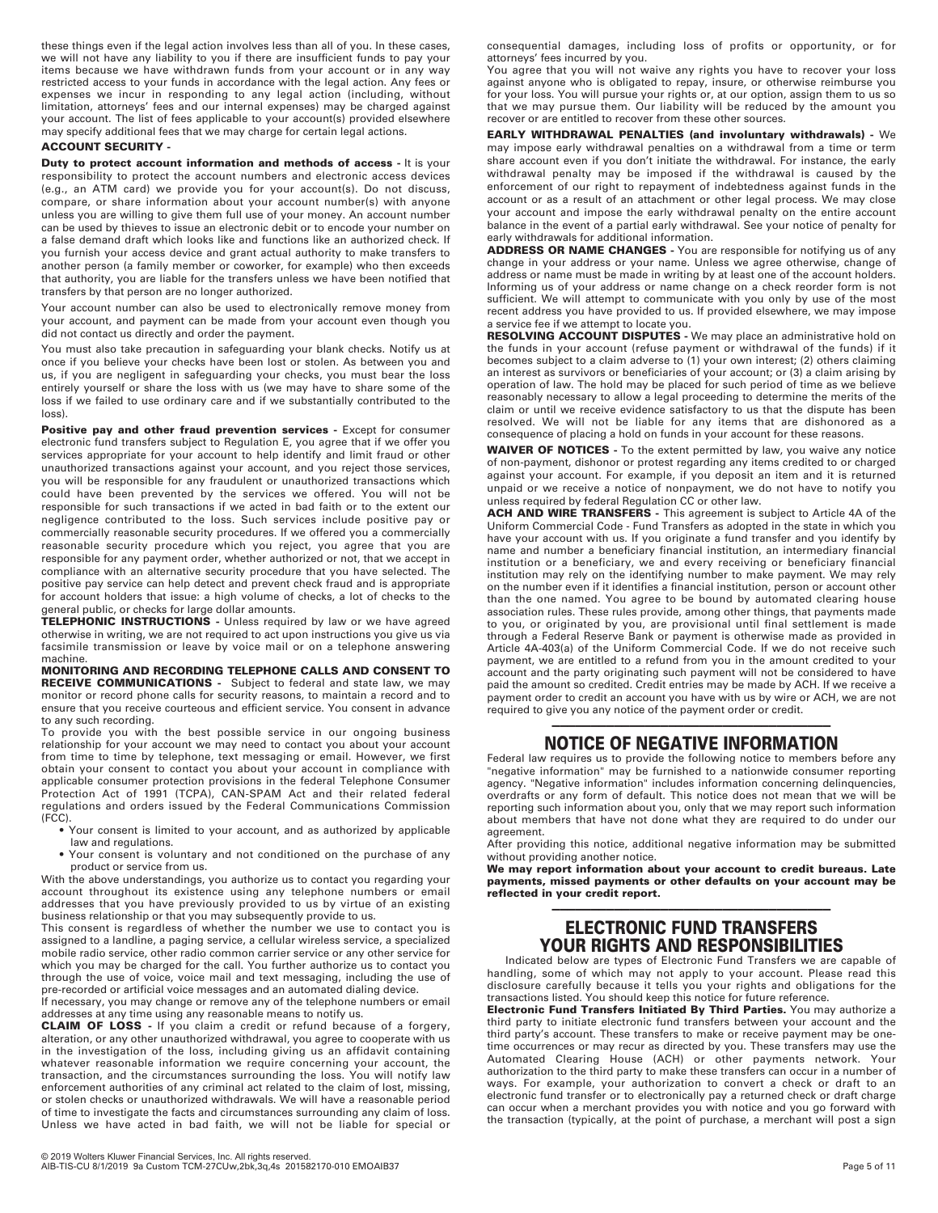these things even if the legal action involves less than all of you. In these cases, we will not have any liability to you if there are insufficient funds to pay your items because we have withdrawn funds from your account or in any way restricted access to your funds in accordance with the legal action. Any fees or expenses we incur in responding to any legal action (including, without limitation, attorneys' fees and our internal expenses) may be charged against your account. The list of fees applicable to your account(s) provided elsewhere may specify additional fees that we may charge for certain legal actions.

**ACCOUNT SECURITY -**

**Duty to protect account information and methods of access -** It is your responsibility to protect the account numbers and electronic access devices (e.g., an ATM card) we provide you for your account(s). Do not discuss, compare, or share information about your account number(s) with anyone unless you are willing to give them full use of your money. An account number can be used by thieves to issue an electronic debit or to encode your number on a false demand draft which looks like and functions like an authorized check. If you furnish your access device and grant actual authority to make transfers to another person (a family member or coworker, for example) who then exceeds that authority, you are liable for the transfers unless we have been notified that transfers by that person are no longer authorized.

Your account number can also be used to electronically remove money from your account, and payment can be made from your account even though you did not contact us directly and order the payment.

You must also take precaution in safeguarding your blank checks. Notify us at once if you believe your checks have been lost or stolen. As between you and us, if you are negligent in safeguarding your checks, you must bear the loss entirely yourself or share the loss with us (we may have to share some of the loss if we failed to use ordinary care and if we substantially contributed to the loss).

**Positive pay and other fraud prevention services -** Except for consumer electronic fund transfers subject to Regulation E, you agree that if we offer you services appropriate for your account to help identify and limit fraud or other unauthorized transactions against your account, and you reject those services, you will be responsible for any fraudulent or unauthorized transactions which could have been prevented by the services we offered. You will not be responsible for such transactions if we acted in bad faith or to the extent our negligence contributed to the loss. Such services include positive pay or commercially reasonable security procedures. If we offered you a commercially reasonable security procedure which you reject, you agree that you are responsible for any payment order, whether authorized or not, that we accept in compliance with an alternative security procedure that you have selected. The positive pay service can help detect and prevent check fraud and is appropriate for account holders that issue: a high volume of checks, a lot of checks to the general public, or checks for large dollar amounts.

**TELEPHONIC INSTRUCTIONS -** Unless required by law or we have agreed otherwise in writing, we are not required to act upon instructions you give us via facsimile transmission or leave by voice mail or on a telephone answering machine.

**MONITORING AND RECORDING TELEPHONE CALLS AND CONSENT TO RECEIVE COMMUNICATIONS -** Subject to federal and state law, we may monitor or record phone calls for security reasons, to maintain a record and to ensure that you receive courteous and efficient service. You consent in advance to any such recording.

To provide you with the best possible service in our ongoing business relationship for your account we may need to contact you about your account from time to time by telephone, text messaging or email. However, we first obtain your consent to contact you about your account in compliance with applicable consumer protection provisions in the federal Telephone Consumer Protection Act of 1991 (TCPA), CAN-SPAM Act and their related federal regulations and orders issued by the Federal Communications Commission (FCC).

- Your consent is limited to your account, and as authorized by applicable law and regulations.
- Your consent is voluntary and not conditioned on the purchase of any product or service from us.

With the above understandings, you authorize us to contact you regarding your account throughout its existence using any telephone numbers or email addresses that you have previously provided to us by virtue of an existing business relationship or that you may subsequently provide to us.

This consent is regardless of whether the number we use to contact you is assigned to a landline, a paging service, a cellular wireless service, a specialized mobile radio service, other radio common carrier service or any other service for which you may be charged for the call. You further authorize us to contact you through the use of voice, voice mail and text messaging, including the use of pre-recorded or artificial voice messages and an automated dialing device.

If necessary, you may change or remove any of the telephone numbers or email addresses at any time using any reasonable means to notify us.

**CLAIM OF LOSS -** If you claim a credit or refund because of a forgery, alteration, or any other unauthorized withdrawal, you agree to cooperate with us in the investigation of the loss, including giving us an affidavit containing whatever reasonable information we require concerning your account, the transaction, and the circumstances surrounding the loss. You will notify law enforcement authorities of any criminal act related to the claim of lost, missing, or stolen checks or unauthorized withdrawals. We will have a reasonable period of time to investigate the facts and circumstances surrounding any claim of loss. Unless we have acted in bad faith, we will not be liable for special or consequential damages, including loss of profits or opportunity, or for attorneys' fees incurred by you.

You agree that you will not waive any rights you have to recover your loss against anyone who is obligated to repay, insure, or otherwise reimburse you for your loss. You will pursue your rights or, at our option, assign them to us so that we may pursue them. Our liability will be reduced by the amount you recover or are entitled to recover from these other sources.

**EARLY WITHDRAWAL PENALTIES (and involuntary withdrawals) -** We may impose early withdrawal penalties on a withdrawal from a time or term share account even if you don't initiate the withdrawal. For instance, the early withdrawal penalty may be imposed if the withdrawal is caused by the enforcement of our right to repayment of indebtedness against funds in the account or as a result of an attachment or other legal process. We may close your account and impose the early withdrawal penalty on the entire account balance in the event of a partial early withdrawal. See your notice of penalty for early withdrawals for additional information.

**ADDRESS OR NAME CHANGES -** You are responsible for notifying us of any change in your address or your name. Unless we agree otherwise, change of address or name must be made in writing by at least one of the account holders. Informing us of your address or name change on a check reorder form is not sufficient. We will attempt to communicate with you only by use of the most recent address you have provided to us. If provided elsewhere, we may impose a service fee if we attempt to locate you.

**RESOLVING ACCOUNT DISPUTES -** We may place an administrative hold on the funds in your account (refuse payment or withdrawal of the funds) if it becomes subject to a claim adverse to (1) your own interest; (2) others claiming an interest as survivors or beneficiaries of your account; or (3) a claim arising by operation of law. The hold may be placed for such period of time as we believe reasonably necessary to allow a legal proceeding to determine the merits of the claim or until we receive evidence satisfactory to us that the dispute has been resolved. We will not be liable for any items that are dishonored as a consequence of placing a hold on funds in your account for these reasons.

**WAIVER OF NOTICES -** To the extent permitted by law, you waive any notice of non-payment, dishonor or protest regarding any items credited to or charged against your account. For example, if you deposit an item and it is returned unpaid or we receive a notice of nonpayment, we do not have to notify you unless required by federal Regulation CC or other law.

**ACH AND WIRE TRANSFERS -** This agreement is subject to Article 4A of the Uniform Commercial Code - Fund Transfers as adopted in the state in which you have your account with us. If you originate a fund transfer and you identify by name and number a beneficiary financial institution, an intermediary financial institution or a beneficiary, we and every receiving or beneficiary financial institution may rely on the identifying number to make payment. We may rely on the number even if it identifies a financial institution, person or account other than the one named. You agree to be bound by automated clearing house association rules. These rules provide, among other things, that payments made to you, or originated by you, are provisional until final settlement is made through a Federal Reserve Bank or payment is otherwise made as provided in Article 4A-403(a) of the Uniform Commercial Code. If we do not receive such payment, we are entitled to a refund from you in the amount credited to your account and the party originating such payment will not be considered to have paid the amount so credited. Credit entries may be made by ACH. If we receive a payment order to credit an account you have with us by wire or ACH, we are not required to give you any notice of the payment order or credit.

---

## NOTICE OF NEGATIVE INFORMATION

Federal law requires us to provide the following notice to members before any "negative information" may be furnished to a nationwide consumer reporting agency. "Negative information" includes information concerning delinquencies, overdrafts or any form of default. This notice does not mean that we will be reporting such information about you, only that we may report such information about members that have not done what they are required to do under our agreement.

After providing this notice, additional negative information may be submitted without providing another notice.

**We may report information about your account to credit bureaus. Late payments, missed payments or other defaults on your account may be reflected in your credit report.**

---

## ELECTRONIC FUND TRANSFERS YOUR RIGHTS AND RESPONSIBILITIES

Indicated below are types of Electronic Fund Transfers we are capable of handling, some of which may not apply to your account. Please read this disclosure carefully because it tells you your rights and obligations for the transactions listed. You should keep this notice for future reference.

**Electronic Fund Transfers Initiated By Third Parties.** You may authorize a third party to initiate electronic fund transfers between your account and the third party's account. These transfers to make or receive payment may be one-time occurrences or may recur as directed by you. These transfers may use the Automated Clearing House (ACH) or other payments network. Your authorization to the third party to make these transfers can occur in a number of ways. For example, your authorization to convert a check or draft to an electronic fund transfer or to electronically pay a returned check or draft charge can occur when a merchant provides you with notice and you go forward with the transaction (typically, at the point of purchase, a merchant will post a sign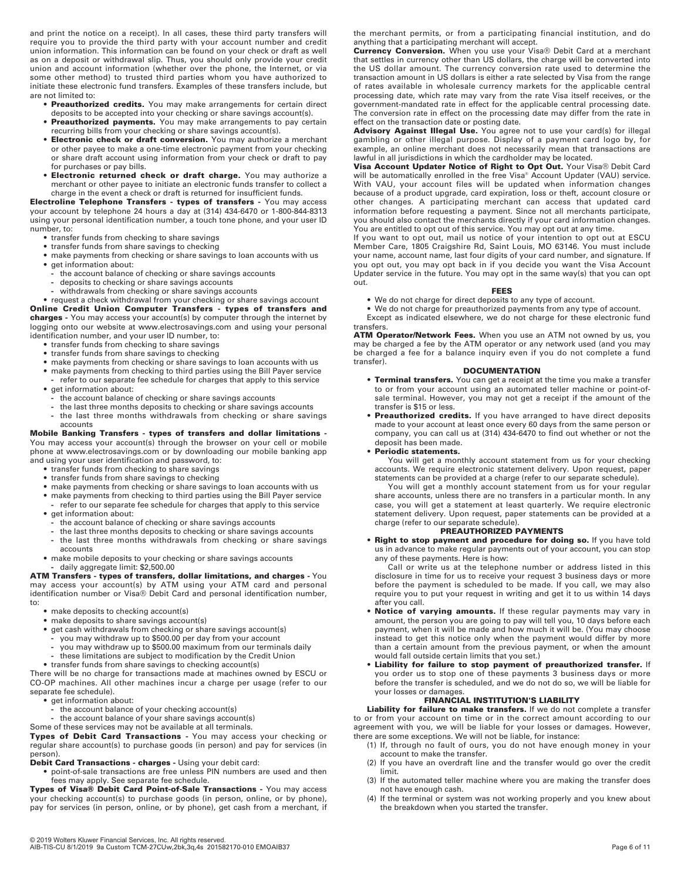and print the notice on a receipt). In all cases, these third party transfers will require you to provide the third party with your account number and credit union information. This information can be found on your check or draft as well as on a deposit or withdrawal slip. Thus, you should only provide your credit union and account information (whether over the phone, the Internet, or via some other method) to trusted third parties whom you have authorized to initiate these electronic fund transfers. Examples of these transfers include, but are not limited to:

- **Preauthorized credits.** You may make arrangements for certain direct deposits to be accepted into your checking or share savings account(s).
- **Preauthorized payments.** You may make arrangements to pay certain recurring bills from your checking or share savings account(s).
- **Electronic check or draft conversion.** You may authorize a merchant or other payee to make a one-time electronic payment from your checking or share draft account using information from your check or draft to pay for purchases or pay bills.
- **Electronic returned check or draft charge.** You may authorize a merchant or other payee to initiate an electronic funds transfer to collect a charge in the event a check or draft is returned for insufficient funds.

**Electroline Telephone Transfers - types of transfers -** You may access your account by telephone 24 hours a day at (314) 434-6470 or 1-800-844-8313 using your personal identification number, a touch tone phone, and your user ID number, to:

- transfer funds from checking to share savings
- transfer funds from share savings to checking
- make payments from checking or share savings to loan accounts with us
- get information about:
  - the account balance of checking or share savings accounts
  - deposits to checking or share savings accounts
  - withdrawals from checking or share savings accounts
- request a check withdrawal from your checking or share savings account

**Online Credit Union Computer Transfers - types of transfers and charges -** You may access your account(s) by computer through the internet by logging onto our website at www.electrosavings.com and using your personal identification number, and your user ID number, to:

- transfer funds from checking to share savings
- transfer funds from share savings to checking
- make payments from checking or share savings to loan accounts with us
- make payments from checking to third parties using the Bill Payer service
  - refer to our separate fee schedule for charges that apply to this service
- get information about:
  - the account balance of checking or share savings accounts
  - the last three months deposits to checking or share savings accounts
  - the last three months withdrawals from checking or share savings accounts

**Mobile Banking Transfers - types of transfers and dollar limitations -** You may access your account(s) through the browser on your cell or mobile phone at www.electrosavings.com or by downloading our mobile banking app and using your user identification and password, to:

- transfer funds from checking to share savings
- transfer funds from share savings to checking
- make payments from checking or share savings to loan accounts with us
- make payments from checking to third parties using the Bill Payer service
  - refer to our separate fee schedule for charges that apply to this service
- get information about:
  - the account balance of checking or share savings accounts
  - the last three months deposits to checking or share savings accounts
  - the last three months withdrawals from checking or share savings accounts
- make mobile deposits to your checking or share savings accounts
  - daily aggregate limit: $2,500.00

**ATM Transfers - types of transfers, dollar limitations, and charges -** You may access your account(s) by ATM using your ATM card and personal identification number or Visa® Debit Card and personal identification number, to:

- make deposits to checking account(s)
- make deposits to share savings account(s)
- get cash withdrawals from checking or share savings account(s)
  - you may withdraw up to $500.00 per day from your account
  - you may withdraw up to $500.00 maximum from our terminals daily
  - these limitations are subject to modification by the Credit Union
- transfer funds from share savings to checking account(s)

There will be no charge for transactions made at machines owned by ESCU or CO-OP machines. All other machines incur a charge per usage (refer to our separate fee schedule).

- get information about:
  - the account balance of your checking account(s)
  - the account balance of your share savings account(s)

Some of these services may not be available at all terminals.

**Types of Debit Card Transactions -** You may access your checking or regular share account(s) to purchase goods (in person) and pay for services (in person).

**Debit Card Transactions - charges -** Using your debit card:

- point-of-sale transactions are free unless PIN numbers are used and then fees may apply. See separate fee schedule.

**Types of Visa® Debit Card Point-of-Sale Transactions -** You may access your checking account(s) to purchase goods (in person, online, or by phone), pay for services (in person, online, or by phone), get cash from a merchant, if the merchant permits, or from a participating financial institution, and do anything that a participating merchant will accept.

**Currency Conversion.** When you use your Visa® Debit Card at a merchant that settles in currency other than US dollars, the charge will be converted into the US dollar amount. The currency conversion rate used to determine the transaction amount in US dollars is either a rate selected by Visa from the range of rates available in wholesale currency markets for the applicable central processing date, which rate may vary from the rate Visa itself receives, or the government-mandated rate in effect for the applicable central processing date. The conversion rate in effect on the processing date may differ from the rate in effect on the transaction date or posting date.

**Advisory Against Illegal Use.** You agree not to use your card(s) for illegal gambling or other illegal purpose. Display of a payment card logo by, for example, an online merchant does not necessarily mean that transactions are lawful in all jurisdictions in which the cardholder may be located.

**Visa Account Updater Notice of Right to Opt Out.** Your Visa® Debit Card will be automatically enrolled in the free Visa® Account Updater (VAU) service. With VAU, your account files will be updated when information changes because of a product upgrade, card expiration, loss or theft, account closure or other changes. A participating merchant can access that updated card information before requesting a payment. Since not all merchants participate, you should also contact the merchants directly if your card information changes. You are entitled to opt out of this service. You may opt out at any time.

If you want to opt out, mail us notice of your intention to opt out at ESCU Member Care, 1805 Craigshire Rd, Saint Louis, MO 63146. You must include your name, account name, last four digits of your card number, and signature. If you opt out, you may opt back in if you decide you want the Visa Account Updater service in the future. You may opt in the same way(s) that you can opt out.

## FEES

- We do not charge for direct deposits to any type of account.
- We do not charge for preauthorized payments from any type of account.

Except as indicated elsewhere, we do not charge for these electronic fund transfers.

**ATM Operator/Network Fees.** When you use an ATM not owned by us, you may be charged a fee by the ATM operator or any network used (and you may be charged a fee for a balance inquiry even if you do not complete a fund transfer).

## DOCUMENTATION

- **Terminal transfers.** You can get a receipt at the time you make a transfer to or from your account using an automated teller machine or point-of-sale terminal. However, you may not get a receipt if the amount of the transfer is $15 or less.
- **Preauthorized credits.** If you have arranged to have direct deposits made to your account at least once every 60 days from the same person or company, you can call us at (314) 434-6470 to find out whether or not the deposit has been made.
- **Periodic statements.**

  You will get a monthly account statement from us for your checking accounts. We require electronic statement delivery. Upon request, paper statements can be provided at a charge (refer to our separate schedule).

  You will get a monthly account statement from us for your regular share accounts, unless there are no transfers in a particular month. In any case, you will get a statement at least quarterly. We require electronic statement delivery. Upon request, paper statements can be provided at a charge (refer to our separate schedule).

## PREAUTHORIZED PAYMENTS

- **Right to stop payment and procedure for doing so.** If you have told us in advance to make regular payments out of your account, you can stop any of these payments. Here is how:

  Call or write us at the telephone number or address listed in this disclosure in time for us to receive your request 3 business days or more before the payment is scheduled to be made. If you call, we may also require you to put your request in writing and get it to us within 14 days after you call.
- **Notice of varying amounts.** If these regular payments may vary in amount, the person you are going to pay will tell you, 10 days before each payment, when it will be made and how much it will be. (You may choose instead to get this notice only when the payment would differ by more than a certain amount from the previous payment, or when the amount would fall outside certain limits that you set.)
- **Liability for failure to stop payment of preauthorized transfer.** If you order us to stop one of these payments 3 business days or more before the transfer is scheduled, and we do not do so, we will be liable for your losses or damages.

## FINANCIAL INSTITUTION'S LIABILITY

**Liability for failure to make transfers.** If we do not complete a transfer to or from your account on time or in the correct amount according to our agreement with you, we will be liable for your losses or damages. However, there are some exceptions. We will not be liable, for instance:

1. If, through no fault of ours, you do not have enough money in your account to make the transfer.
2. If you have an overdraft line and the transfer would go over the credit limit.
3. If the automated teller machine where you are making the transfer does not have enough cash.
4. If the terminal or system was not working properly and you knew about the breakdown when you started the transfer.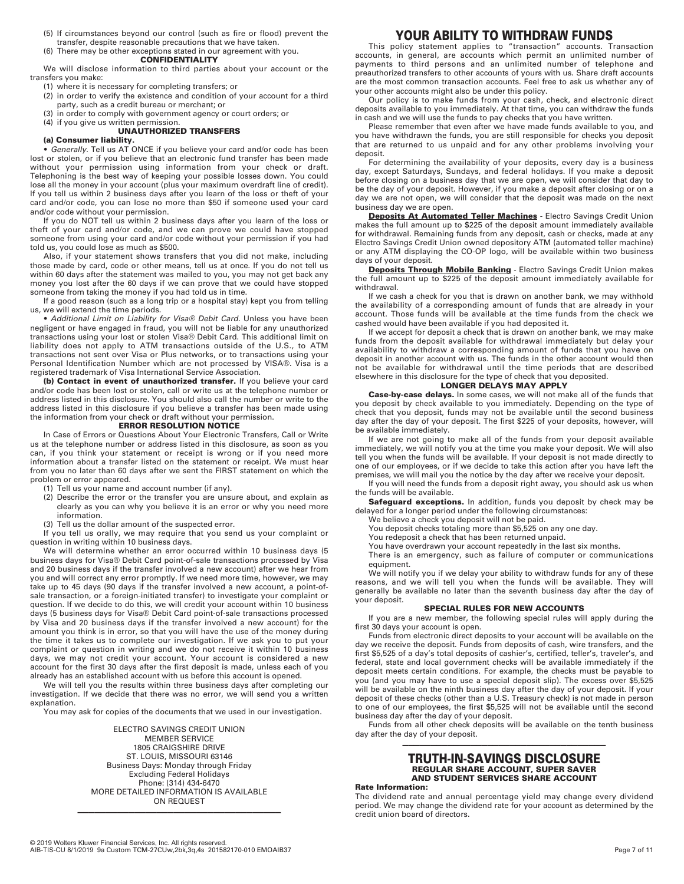(5) If circumstances beyond our control (such as fire or flood) prevent the transfer, despite reasonable precautions that we have taken.
(6) There may be other exceptions stated in our agreement with you.

**CONFIDENTIALITY**

We will disclose information to third parties about your account or the transfers you make:

(1) where it is necessary for completing transfers; or
(2) in order to verify the existence and condition of your account for a third party, such as a credit bureau or merchant; or
(3) in order to comply with government agency or court orders; or
(4) if you give us written permission.

**UNAUTHORIZED TRANSFERS**

**(a) Consumer liability.**

• *Generally.* Tell us AT ONCE if you believe your card and/or code has been lost or stolen, or if you believe that an electronic fund transfer has been made without your permission using information from your check or draft. Telephoning is the best way of keeping your possible losses down. You could lose all the money in your account (plus your maximum overdraft line of credit). If you tell us within 2 business days after you learn of the loss or theft of your card and/or code, you can lose no more than $50 if someone used your card and/or code without your permission.

If you do NOT tell us within 2 business days after you learn of the loss or theft of your card and/or code, and we can prove we could have stopped someone from using your card and/or code without your permission if you had told us, you could lose as much as $500.

Also, if your statement shows transfers that you did not make, including those made by card, code or other means, tell us at once. If you do not tell us within 60 days after the statement was mailed to you, you may not get back any money you lost after the 60 days if we can prove that we could have stopped someone from taking the money if you had told us in time.

If a good reason (such as a long trip or a hospital stay) kept you from telling us, we will extend the time periods.

• *Additional Limit on Liability for Visa® Debit Card.* Unless you have been negligent or have engaged in fraud, you will not be liable for any unauthorized transactions using your lost or stolen Visa® Debit Card. This additional limit on liability does not apply to ATM transactions outside of the U.S., to ATM transactions not sent over Visa or Plus networks, or to transactions using your Personal Identification Number which are not processed by VISA®. Visa is a registered trademark of Visa International Service Association.

**(b) Contact in event of unauthorized transfer.** If you believe your card and/or code has been lost or stolen, call or write us at the telephone number or address listed in this disclosure. You should also call the number or write to the address listed in this disclosure if you believe a transfer has been made using the information from your check or draft without your permission.

**ERROR RESOLUTION NOTICE**

In Case of Errors or Questions About Your Electronic Transfers, Call or Write us at the telephone number or address listed in this disclosure, as soon as you can, if you think your statement or receipt is wrong or if you need more information about a transfer listed on the statement or receipt. We must hear from you no later than 60 days after we sent the FIRST statement on which the problem or error appeared.

(1) Tell us your name and account number (if any).
(2) Describe the error or the transfer you are unsure about, and explain as clearly as you can why you believe it is an error or why you need more information.
(3) Tell us the dollar amount of the suspected error.

If you tell us orally, we may require that you send us your complaint or question in writing within 10 business days.

We will determine whether an error occurred within 10 business days (5 business days for Visa® Debit Card point-of-sale transactions processed by Visa and 20 business days if the transfer involved a new account) after we hear from you and will correct any error promptly. If we need more time, however, we may take up to 45 days (90 days if the transfer involved a new account, a point-of-sale transaction, or a foreign-initiated transfer) to investigate your complaint or question. If we decide to do this, we will credit your account within 10 business days (5 business days for Visa® Debit Card point-of-sale transactions processed by Visa and 20 business days if the transfer involved a new account) for the amount you think is in error, so that you will have the use of the money during the time it takes us to complete our investigation. If we ask you to put your complaint or question in writing and we do not receive it within 10 business days, we may not credit your account. Your account is considered a new account for the first 30 days after the first deposit is made, unless each of you already has an established account with us before this account is opened.

We will tell you the results within three business days after completing our investigation. If we decide that there was no error, we will send you a written explanation.

You may ask for copies of the documents that we used in our investigation.

ELECTRO SAVINGS CREDIT UNION
MEMBER SERVICE
1805 CRAIGSHIRE DRIVE
ST. LOUIS, MISSOURI 63146
Business Days: Monday through Friday
Excluding Federal Holidays
Phone: (314) 434-6470
MORE DETAILED INFORMATION IS AVAILABLE ON REQUEST

## YOUR ABILITY TO WITHDRAW FUNDS

This policy statement applies to "transaction" accounts. Transaction accounts, in general, are accounts which permit an unlimited number of payments to third persons and an unlimited number of telephone and preauthorized transfers to other accounts of yours with us. Share draft accounts are the most common transaction accounts. Feel free to ask us whether any of your other accounts might also be under this policy.

Our policy is to make funds from your cash, check, and electronic direct deposits available to you immediately. At that time, you can withdraw the funds in cash and we will use the funds to pay checks that you have written.

Please remember that even after we have made funds available to you, and you have withdrawn the funds, you are still responsible for checks you deposit that are returned to us unpaid and for any other problems involving your deposit.

For determining the availability of your deposits, every day is a business day, except Saturdays, Sundays, and federal holidays. If you make a deposit before closing on a business day that we are open, we will consider that day to be the day of your deposit. However, if you make a deposit after closing or on a day we are not open, we will consider that the deposit was made on the next business day we are open.

**Deposits At Automated Teller Machines** - Electro Savings Credit Union makes the full amount up to $225 of the deposit amount immediately available for withdrawal. Remaining funds from any deposit, cash or checks, made at any Electro Savings Credit Union owned depository ATM (automated teller machine) or any ATM displaying the CO-OP logo, will be available within two business days of your deposit.

**Deposits Through Mobile Banking** - Electro Savings Credit Union makes the full amount up to $225 of the deposit amount immediately available for withdrawal.

If we cash a check for you that is drawn on another bank, we may withhold the availability of a corresponding amount of funds that are already in your account. Those funds will be available at the time funds from the check we cashed would have been available if you had deposited it.

If we accept for deposit a check that is drawn on another bank, we may make funds from the deposit available for withdrawal immediately but delay your availability to withdraw a corresponding amount of funds that you have on deposit in another account with us. The funds in the other account would then not be available for withdrawal until the time periods that are described elsewhere in this disclosure for the type of check that you deposited.

**LONGER DELAYS MAY APPLY**

**Case-by-case delays.** In some cases, we will not make all of the funds that you deposit by check available to you immediately. Depending on the type of check that you deposit, funds may not be available until the second business day after the day of your deposit. The first $225 of your deposits, however, will be available immediately.

If we are not going to make all of the funds from your deposit available immediately, we will notify you at the time you make your deposit. We will also tell you when the funds will be available. If your deposit is not made directly to one of our employees, or if we decide to take this action after you have left the premises, we will mail you the notice by the day after we receive your deposit.

If you will need the funds from a deposit right away, you should ask us when the funds will be available.

**Safeguard exceptions.** In addition, funds you deposit by check may be delayed for a longer period under the following circumstances:

We believe a check you deposit will not be paid.

You deposit checks totaling more than $5,525 on any one day.

You redeposit a check that has been returned unpaid.

You have overdrawn your account repeatedly in the last six months.

There is an emergency, such as failure of computer or communications equipment.

We will notify you if we delay your ability to withdraw funds for any of these reasons, and we will tell you when the funds will be available. They will generally be available no later than the seventh business day after the day of your deposit.

**SPECIAL RULES FOR NEW ACCOUNTS**

If you are a new member, the following special rules will apply during the first 30 days your account is open.

Funds from electronic direct deposits to your account will be available on the day we receive the deposit. Funds from deposits of cash, wire transfers, and the first $5,525 of a day's total deposits of cashier's, certified, teller's, traveler's, and federal, state and local government checks will be available immediately if the deposit meets certain conditions. For example, the checks must be payable to you (and you may have to use a special deposit slip). The excess over $5,525 will be available on the ninth business day after the day of your deposit. If your deposit of these checks (other than a U.S. Treasury check) is not made in person to one of our employees, the first $5,525 will not be available until the second business day after the day of your deposit.

Funds from all other check deposits will be available on the tenth business day after the day of your deposit.

## TRUTH-IN-SAVINGS DISCLOSURE

**REGULAR SHARE ACCOUNT, SUPER SAVER AND STUDENT SERVICES SHARE ACCOUNT**

**Rate Information:**

The dividend rate and annual percentage yield may change every dividend period. We may change the dividend rate for your account as determined by the credit union board of directors.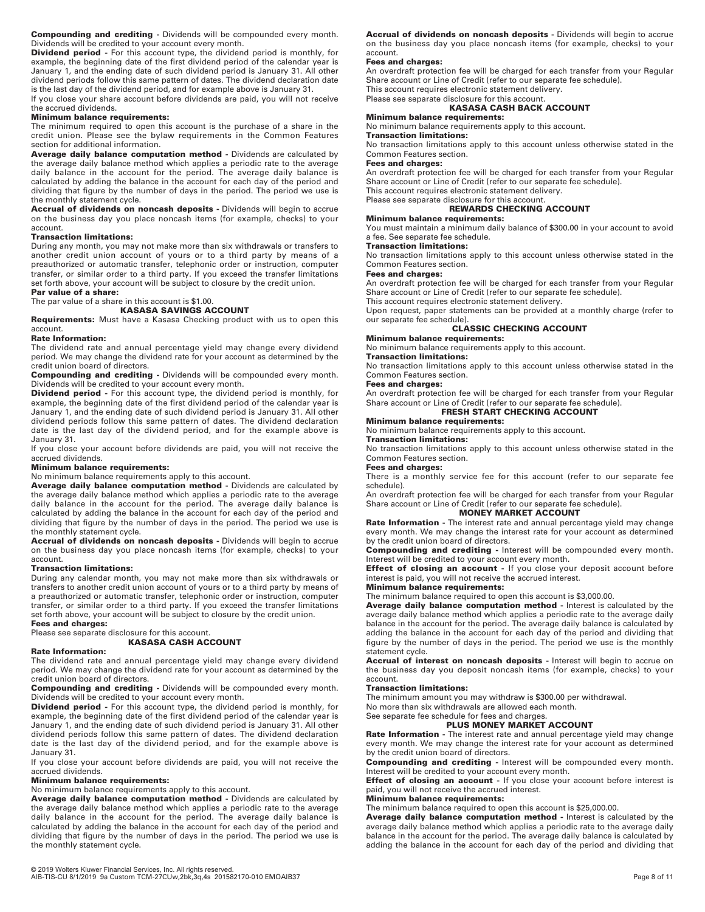**Compounding and crediting -** Dividends will be compounded every month. Dividends will be credited to your account every month.

**Dividend period -** For this account type, the dividend period is monthly, for example, the beginning date of the first dividend period of the calendar year is January 1, and the ending date of such dividend period is January 31. All other dividend periods follow this same pattern of dates. The dividend declaration date is the last day of the dividend period, and for example above is January 31.

If you close your share account before dividends are paid, you will not receive the accrued dividends.

**Minimum balance requirements:**

The minimum required to open this account is the purchase of a share in the credit union. Please see the bylaw requirements in the Common Features section for additional information.

**Average daily balance computation method -** Dividends are calculated by the average daily balance method which applies a periodic rate to the average daily balance in the account for the period. The average daily balance is calculated by adding the balance in the account for each day of the period and dividing that figure by the number of days in the period. The period we use is the monthly statement cycle.

**Accrual of dividends on noncash deposits -** Dividends will begin to accrue on the business day you place noncash items (for example, checks) to your account.

**Transaction limitations:**

During any month, you may not make more than six withdrawals or transfers to another credit union account of yours or to a third party by means of a preauthorized or automatic transfer, telephonic order or instruction, computer transfer, or similar order to a third party. If you exceed the transfer limitations set forth above, your account will be subject to closure by the credit union.

**Par value of a share:**

The par value of a share in this account is $1.00.

## KASASA SAVINGS ACCOUNT

**Requirements:** Must have a Kasasa Checking product with us to open this account.

**Rate Information:**

The dividend rate and annual percentage yield may change every dividend period. We may change the dividend rate for your account as determined by the credit union board of directors.

**Compounding and crediting -** Dividends will be compounded every month. Dividends will be credited to your account every month.

**Dividend period -** For this account type, the dividend period is monthly, for example, the beginning date of the first dividend period of the calendar year is January 1, and the ending date of such dividend period is January 31. All other dividend periods follow this same pattern of dates. The dividend declaration date is the last day of the dividend period, and for the example above is January 31.

If you close your account before dividends are paid, you will not receive the accrued dividends.

**Minimum balance requirements:**

No minimum balance requirements apply to this account.

**Average daily balance computation method -** Dividends are calculated by the average daily balance method which applies a periodic rate to the average daily balance in the account for the period. The average daily balance is calculated by adding the balance in the account for each day of the period and dividing that figure by the number of days in the period. The period we use is the monthly statement cycle.

**Accrual of dividends on noncash deposits -** Dividends will begin to accrue on the business day you place noncash items (for example, checks) to your account.

**Transaction limitations:**

During any calendar month, you may not make more than six withdrawals or transfers to another credit union account of yours or to a third party by means of a preauthorized or automatic transfer, telephonic order or instruction, computer transfer, or similar order to a third party. If you exceed the transfer limitations set forth above, your account will be subject to closure by the credit union.

**Fees and charges:**

Please see separate disclosure for this account.

## KASASA CASH ACCOUNT

**Rate Information:**

The dividend rate and annual percentage yield may change every dividend period. We may change the dividend rate for your account as determined by the credit union board of directors.

**Compounding and crediting -** Dividends will be compounded every month. Dividends will be credited to your account every month.

**Dividend period -** For this account type, the dividend period is monthly, for example, the beginning date of the first dividend period of the calendar year is January 1, and the ending date of such dividend period is January 31. All other dividend periods follow this same pattern of dates. The dividend declaration date is the last day of the dividend period, and for the example above is January 31.

If you close your account before dividends are paid, you will not receive the accrued dividends.

**Minimum balance requirements:**

No minimum balance requirements apply to this account.

**Average daily balance computation method -** Dividends are calculated by the average daily balance method which applies a periodic rate to the average daily balance in the account for the period. The average daily balance is calculated by adding the balance in the account for each day of the period and dividing that figure by the number of days in the period. The period we use is the monthly statement cycle.

**Accrual of dividends on noncash deposits -** Dividends will begin to accrue on the business day you place noncash items (for example, checks) to your account.

**Fees and charges:**

An overdraft protection fee will be charged for each transfer from your Regular Share account or Line of Credit (refer to our separate fee schedule).

This account requires electronic statement delivery.

Please see separate disclosure for this account.

## KASASA CASH BACK ACCOUNT

**Minimum balance requirements:**

No minimum balance requirements apply to this account.

**Transaction limitations:**

No transaction limitations apply to this account unless otherwise stated in the Common Features section.

**Fees and charges:**

An overdraft protection fee will be charged for each transfer from your Regular Share account or Line of Credit (refer to our separate fee schedule).

This account requires electronic statement delivery.

Please see separate disclosure for this account.

## REWARDS CHECKING ACCOUNT

**Minimum balance requirements:**

You must maintain a minimum daily balance of $300.00 in your account to avoid a fee. See separate fee schedule.

**Transaction limitations:**

No transaction limitations apply to this account unless otherwise stated in the Common Features section.

**Fees and charges:**

An overdraft protection fee will be charged for each transfer from your Regular Share account or Line of Credit (refer to our separate fee schedule).

This account requires electronic statement delivery.

Upon request, paper statements can be provided at a monthly charge (refer to our separate fee schedule).

## CLASSIC CHECKING ACCOUNT

**Minimum balance requirements:**

No minimum balance requirements apply to this account.

**Transaction limitations:**

No transaction limitations apply to this account unless otherwise stated in the Common Features section.

**Fees and charges:**

An overdraft protection fee will be charged for each transfer from your Regular Share account or Line of Credit (refer to our separate fee schedule).

## FRESH START CHECKING ACCOUNT

**Minimum balance requirements:**

No minimum balance requirements apply to this account.

**Transaction limitations:**

No transaction limitations apply to this account unless otherwise stated in the Common Features section.

**Fees and charges:**

There is a monthly service fee for this account (refer to our separate fee schedule).

An overdraft protection fee will be charged for each transfer from your Regular Share account or Line of Credit (refer to our separate fee schedule).

## MONEY MARKET ACCOUNT

**Rate Information -** The interest rate and annual percentage yield may change every month. We may change the interest rate for your account as determined by the credit union board of directors.

**Compounding and crediting -** Interest will be compounded every month. Interest will be credited to your account every month.

**Effect of closing an account -** If you close your deposit account before interest is paid, you will not receive the accrued interest.

**Minimum balance requirements:**

The minimum balance required to open this account is $3,000.00.

**Average daily balance computation method -** Interest is calculated by the average daily balance method which applies a periodic rate to the average daily balance in the account for the period. The average daily balance is calculated by adding the balance in the account for each day of the period and dividing that figure by the number of days in the period. The period we use is the monthly statement cycle.

**Accrual of interest on noncash deposits -** Interest will begin to accrue on the business day you deposit noncash items (for example, checks) to your account.

**Transaction limitations:**

The minimum amount you may withdraw is $300.00 per withdrawal.

No more than six withdrawals are allowed each month.

See separate fee schedule for fees and charges.

## PLUS MONEY MARKET ACCOUNT

**Rate Information -** The interest rate and annual percentage yield may change every month. We may change the interest rate for your account as determined by the credit union board of directors.

**Compounding and crediting -** Interest will be compounded every month. Interest will be credited to your account every month.

**Effect of closing an account -** If you close your account before interest is paid, you will not receive the accrued interest.

**Minimum balance requirements:**

The minimum balance required to open this account is $25,000.00.

**Average daily balance computation method -** Interest is calculated by the average daily balance method which applies a periodic rate to the average daily balance in the account for the period. The average daily balance is calculated by adding the balance in the account for each day of the period and dividing that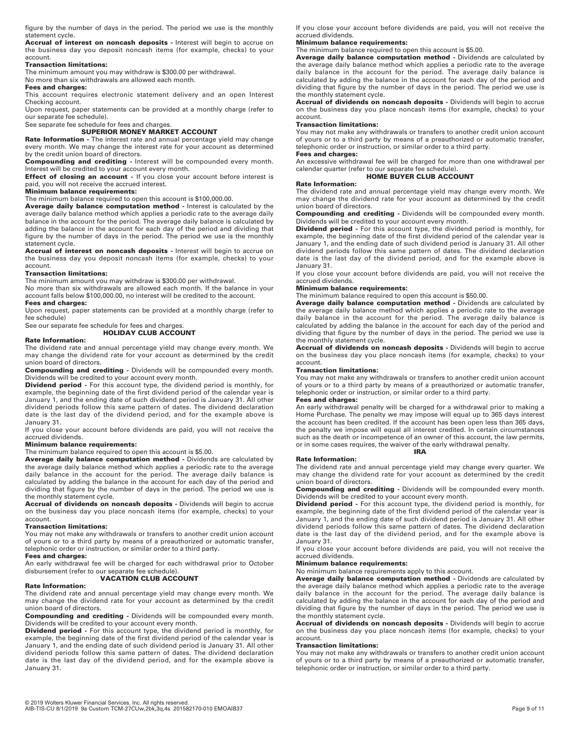figure by the number of days in the period. The period we use is the monthly statement cycle.

**Accrual of interest on noncash deposits -** Interest will begin to accrue on the business day you deposit noncash items (for example, checks) to your account.

**Transaction limitations:**

The minimum amount you may withdraw is $300.00 per withdrawal.

No more than six withdrawals are allowed each month.

**Fees and charges:**

This account requires electronic statement delivery and an open Interest Checking account.

Upon request, paper statements can be provided at a monthly charge (refer to our separate fee schedule).

See separate fee schedule for fees and charges.

## SUPERIOR MONEY MARKET ACCOUNT

**Rate Information -** The interest rate and annual percentage yield may change every month. We may change the interest rate for your account as determined by the credit union board of directors.

**Compounding and crediting -** Interest will be compounded every month. Interest will be credited to your account every month.

**Effect of closing an account -** If you close your account before interest is paid, you will not receive the accrued interest.

**Minimum balance requirements:**

The minimum balance required to open this account is $100,000.00.

**Average daily balance computation method -** Interest is calculated by the average daily balance method which applies a periodic rate to the average daily balance in the account for the period. The average daily balance is calculated by adding the balance in the account for each day of the period and dividing that figure by the number of days in the period. The period we use is the monthly statement cycle.

**Accrual of interest on noncash deposits -** Interest will begin to accrue on the business day you deposit noncash items (for example, checks) to your account.

**Transaction limitations:**

The minimum amount you may withdraw is $300.00 per withdrawal.

No more than six withdrawals are allowed each month. If the balance in your account falls below $100,000.00, no interest will be credited to the account.

**Fees and charges:**

Upon request, paper statements can be provided at a monthly charge (refer to fee schedule)

See our separate fee schedule for fees and charges.

## HOLIDAY CLUB ACCOUNT

**Rate Information:**

The dividend rate and annual percentage yield may change every month. We may change the dividend rate for your account as determined by the credit union board of directors.

**Compounding and crediting -** Dividends will be compounded every month. Dividends will be credited to your account every month.

**Dividend period -** For this account type, the dividend period is monthly, for example, the beginning date of the first dividend period of the calendar year is January 1, and the ending date of such dividend period is January 31. All other dividend periods follow this same pattern of dates. The dividend declaration date is the last day of the dividend period, and for the example above is January 31.

If you close your account before dividends are paid, you will not receive the accrued dividends.

**Minimum balance requirements:**

The minimum balance required to open this account is $5.00.

**Average daily balance computation method -** Dividends are calculated by the average daily balance method which applies a periodic rate to the average daily balance in the account for the period. The average daily balance is calculated by adding the balance in the account for each day of the period and dividing that figure by the number of days in the period. The period we use is the monthly statement cycle.

**Accrual of dividends on noncash deposits -** Dividends will begin to accrue on the business day you place noncash items (for example, checks) to your account.

**Transaction limitations:**

You may not make any withdrawals or transfers to another credit union account of yours or to a third party by means of a preauthorized or automatic transfer, telephonic order or instruction, or similar order to a third party.

**Fees and charges:**

An early withdrawal fee will be charged for each withdrawal prior to October disbursement (refer to our separate fee schedule).

## VACATION CLUB ACCOUNT

**Rate Information:**

The dividend rate and annual percentage yield may change every month. We may change the dividend rate for your account as determined by the credit union board of directors.

**Compounding and crediting -** Dividends will be compounded every month. Dividends will be credited to your account every month.

**Dividend period -** For this account type, the dividend period is monthly, for example, the beginning date of the first dividend period of the calendar year is January 1, and the ending date of such dividend period is January 31. All other dividend periods follow this same pattern of dates. The dividend declaration date is the last day of the dividend period, and for the example above is January 31.

If you close your account before dividends are paid, you will not receive the accrued dividends.

**Minimum balance requirements:**

The minimum balance required to open this account is $5.00.

**Average daily balance computation method -** Dividends are calculated by the average daily balance method which applies a periodic rate to the average daily balance in the account for the period. The average daily balance is calculated by adding the balance in the account for each day of the period and dividing that figure by the number of days in the period. The period we use is the monthly statement cycle.

**Accrual of dividends on noncash deposits -** Dividends will begin to accrue on the business day you place noncash items (for example, checks) to your account.

**Transaction limitations:**

You may not make any withdrawals or transfers to another credit union account of yours or to a third party by means of a preauthorized or automatic transfer, telephonic order or instruction, or similar order to a third party.

**Fees and charges:**

An excessive withdrawal fee will be charged for more than one withdrawal per calendar quarter (refer to our separate fee schedule).

## HOME BUYER CLUB ACCOUNT

**Rate Information:**

The dividend rate and annual percentage yield may change every month. We may change the dividend rate for your account as determined by the credit union board of directors.

**Compounding and crediting -** Dividends will be compounded every month. Dividends will be credited to your account every month.

**Dividend period -** For this account type, the dividend period is monthly, for example, the beginning date of the first dividend period of the calendar year is January 1, and the ending date of such dividend period is January 31. All other dividend periods follow this same pattern of dates. The dividend declaration date is the last day of the dividend period, and for the example above is January 31.

If you close your account before dividends are paid, you will not receive the accrued dividends.

**Minimum balance requirements:**

The minimum balance required to open this account is $50.00.

**Average daily balance computation method -** Dividends are calculated by the average daily balance method which applies a periodic rate to the average daily balance in the account for the period. The average daily balance is calculated by adding the balance in the account for each day of the period and dividing that figure by the number of days in the period. The period we use is the monthly statement cycle.

**Accrual of dividends on noncash deposits -** Dividends will begin to accrue on the business day you place noncash items (for example, checks) to your account.

**Transaction limitations:**

You may not make any withdrawals or transfers to another credit union account of yours or to a third party by means of a preauthorized or automatic transfer, telephonic order or instruction, or similar order to a third party.

**Fees and charges:**

An early withdrawal penalty will be charged for a withdrawal prior to making a Home Purchase. The penalty we may impose will equal up to 365 days interest the account has been credited. If the account has been open less than 365 days, the penalty we impose will equal all interest credited. In certain circumstances such as the death or incompetence of an owner of this account, the law permits, or in some cases requires, the waiver of the early withdrawal penalty.

## IRA

**Rate Information:**

The dividend rate and annual percentage yield may change every quarter. We may change the dividend rate for your account as determined by the credit union board of directors.

**Compounding and crediting -** Dividends will be compounded every month. Dividends will be credited to your account every month.

**Dividend period -** For this account type, the dividend period is monthly, for example, the beginning date of the first dividend period of the calendar year is January 1, and the ending date of such dividend period is January 31. All other dividend periods follow this same pattern of dates. The dividend declaration date is the last day of the dividend period, and for the example above is January 31.

If you close your account before dividends are paid, you will not receive the accrued dividends.

**Minimum balance requirements:**

No minimum balance requirements apply to this account.

**Average daily balance computation method -** Dividends are calculated by the average daily balance method which applies a periodic rate to the average daily balance in the account for the period. The average daily balance is calculated by adding the balance in the account for each day of the period and dividing that figure by the number of days in the period. The period we use is the monthly statement cycle.

**Accrual of dividends on noncash deposits -** Dividends will begin to accrue on the business day you place noncash items (for example, checks) to your account.

**Transaction limitations:**

You may not make any withdrawals or transfers to another credit union account of yours or to a third party by means of a preauthorized or automatic transfer, telephonic order or instruction, or similar order to a third party.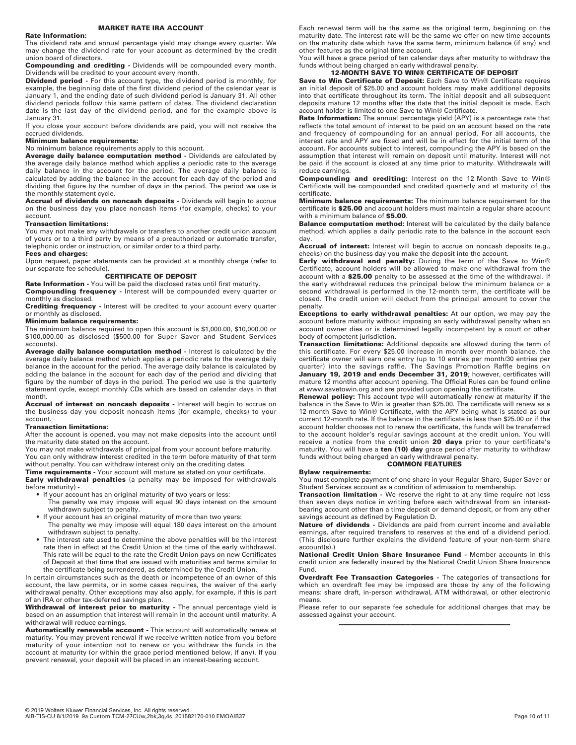## MARKET RATE IRA ACCOUNT

**Rate Information:**
The dividend rate and annual percentage yield may change every quarter. We may change the dividend rate for your account as determined by the credit union board of directors.

**Compounding and crediting -** Dividends will be compounded every month. Dividends will be credited to your account every month.

**Dividend period -** For this account type, the dividend period is monthly, for example, the beginning date of the first dividend period of the calendar year is January 1, and the ending date of such dividend period is January 31. All other dividend periods follow this same pattern of dates. The dividend declaration date is the last day of the dividend period, and for the example above is January 31.

If you close your account before dividends are paid, you will not receive the accrued dividends.

**Minimum balance requirements:**
No minimum balance requirements apply to this account.

**Average daily balance computation method -** Dividends are calculated by the average daily balance method which applies a periodic rate to the average daily balance in the account for the period. The average daily balance is calculated by adding the balance in the account for each day of the period and dividing that figure by the number of days in the period. The period we use is the monthly statement cycle.

**Accrual of dividends on noncash deposits -** Dividends will begin to accrue on the business day you place noncash items (for example, checks) to your account.

**Transaction limitations:**
You may not make any withdrawals or transfers to another credit union account of yours or to a third party by means of a preauthorized or automatic transfer, telephonic order or instruction, or similar order to a third party.

**Fees and charges:**
Upon request, paper statements can be provided at a monthly charge (refer to our separate fee schedule).

## CERTIFICATE OF DEPOSIT

**Rate Information -** You will be paid the disclosed rates until first maturity.

**Compounding frequency -** Interest will be compounded every quarter or monthly as disclosed.

**Crediting frequency -** Interest will be credited to your account every quarter or monthly as disclosed.

**Minimum balance requirements:**
The minimum balance required to open this account is $1,000.00, $10,000.00 or $100,000.00 as disclosed ($500.00 for Super Saver and Student Services accounts).

**Average daily balance computation method -** Interest is calculated by the average daily balance method which applies a periodic rate to the average daily balance in the account for the period. The average daily balance is calculated by adding the balance in the account for each day of the period and dividing that figure by the number of days in the period. The period we use is the quarterly statement cycle, except monthly CDs which are based on calendar days in that month.

**Accrual of interest on noncash deposits -** Interest will begin to accrue on the business day you deposit noncash items (for example, checks) to your account.

**Transaction limitations:**
After the account is opened, you may not make deposits into the account until the maturity date stated on the account.

You may not make withdrawals of principal from your account before maturity.

You can only withdraw interest credited in the term before maturity of that term without penalty. You can withdraw interest only on the crediting dates.

**Time requirements -** Your account will mature as stated on your certificate.

**Early withdrawal penalties** (a penalty may be imposed for withdrawals before maturity) -

- If your account has an original maturity of two years or less:
  The penalty we may impose will equal 90 days interest on the amount withdrawn subject to penalty.
- If your account has an original maturity of more than two years:
  The penalty we may impose will equal 180 days interest on the amount withdrawn subject to penalty.
- The interest rate used to determine the above penalties will be the interest rate then in effect at the Credit Union at the time of the early withdrawal. This rate will be equal to the rate the Credit Union pays on new Certificates of Deposit at that time that are issued with maturities and terms similar to the certificate being surrendered, as determined by the Credit Union.

In certain circumstances such as the death or incompetence of an owner of this account, the law permits, or in some cases requires, the waiver of the early withdrawal penalty. Other exceptions may also apply, for example, if this is part of an IRA or other tax-deferred savings plan.

**Withdrawal of interest prior to maturity -** The annual percentage yield is based on an assumption that interest will remain in the account until maturity. A withdrawal will reduce earnings.

**Automatically renewable account -** This account will automatically renew at maturity. You may prevent renewal if we receive written notice from you before maturity of your intention not to renew or you withdraw the funds in the account at maturity (or within the grace period mentioned below, if any). If you prevent renewal, your deposit will be placed in an interest-bearing account.

Each renewal term will be the same as the original term, beginning on the maturity date. The interest rate will be the same we offer on new time accounts on the maturity date which have the same term, minimum balance (if any) and other features as the original time account.

You will have a grace period of ten calendar days after maturity to withdraw the funds without being charged an early withdrawal penalty.

## 12-MONTH SAVE TO WIN® CERTIFICATE OF DEPOSIT

**Save to Win Certificate of Deposit:** Each Save to Win® Certificate requires an initial deposit of $25.00 and account holders may make additional deposits into that certificate throughout its term. The initial deposit and all subsequent deposits mature 12 months after the date that the initial deposit is made. Each account holder is limited to one Save to Win® Certificate.

**Rate Information:** The annual percentage yield (APY) is a percentage rate that reflects the total amount of interest to be paid on an account based on the rate and frequency of compounding for an annual period. For all accounts, the interest rate and APY are fixed and will be in effect for the initial term of the account. For accounts subject to interest, compounding the APY is based on the assumption that interest will remain on deposit until maturity. Interest will not be paid if the account is closed at any time prior to maturity. Withdrawals will reduce earnings.

**Compounding and crediting:** Interest on the 12-Month Save to Win® Certificate will be compounded and credited quarterly and at maturity of the certificate.

**Minimum balance requirements:** The minimum balance requirement for the certificate is **$25.00** and account holders must maintain a regular share account with a minimum balance of **$5.00**.

**Balance computation method:** Interest will be calculated by the daily balance method, which applies a daily periodic rate to the balance in the account each day.

**Accrual of interest:** Interest will begin to accrue on noncash deposits (e.g., checks) on the business day you make the deposit into the account.

**Early withdrawal and penalty:** During the term of the Save to Win® Certificate, account holders will be allowed to make one withdrawal from the account with a **$25.00** penalty to be assessed at the time of the withdrawal. If the early withdrawal reduces the principal below the minimum balance or a second withdrawal is performed in the 12-month term, the certificate will be closed. The credit union will deduct from the principal amount to cover the penalty.

**Exceptions to early withdrawal penalties:** At our option, we may pay the account before maturity without imposing an early withdrawal penalty when an account owner dies or is determined legally incompetent by a court or other body of competent jurisdiction.

**Transaction limitations:** Additional deposits are allowed during the term of this certificate. For every $25.00 increase in month over month balance, the certificate owner will earn one entry (up to 10 entries per month/30 entries per quarter) into the savings raffle. The Savings Promotion Raffle begins on **January 19, 2019 and ends December 31, 2019**; however, certificates will mature 12 months after account opening. The Official Rules can be found online at www.savetowin.org and are provided upon opening the certificate.

**Renewal policy:** This account type will automatically renew at maturity if the balance in the Save to Win is greater than $25.00. The certificate will renew as a 12-month Save to Win® Certificate, with the APY being what is stated as our current 12-month rate. If the balance in the certificate is less than $25.00 or if the account holder chooses not to renew the certificate, the funds will be transferred to the account holder's regular savings account at the credit union. You will receive a notice from the credit union **20 days** prior to your certificate's maturity. You will have a **ten (10) day** grace period after maturity to withdraw funds without being charged an early withdrawal penalty.

## COMMON FEATURES

**Bylaw requirements:**
You must complete payment of one share in your Regular Share, Super Saver or Student Services account as a condition of admission to membership.

**Transaction limitation -** We reserve the right to at any time require not less than seven days notice in writing before each withdrawal from an interest-bearing account other than a time deposit or demand deposit, or from any other savings account as defined by Regulation D.

**Nature of dividends -** Dividends are paid from current income and available earnings, after required transfers to reserves at the end of a dividend period. (This disclosure further explains the dividend feature of your non-term share account(s).)

**National Credit Union Share Insurance Fund -** Member accounts in this credit union are federally insured by the National Credit Union Share Insurance Fund.

**Overdraft Fee Transaction Categories -** The categories of transactions for which an overdraft fee may be imposed are those by any of the following means: share draft, in-person withdrawal, ATM withdrawal, or other electronic means.

Please refer to our separate fee schedule for additional charges that may be assessed against your account.

---

© 2019 Wolters Kluwer Financial Services, Inc. All rights reserved.
AIB-TIS-CU 8/1/2019 9a Custom TCM-27CUw,2bk,3q,4s 201582170-010 EMOAIB37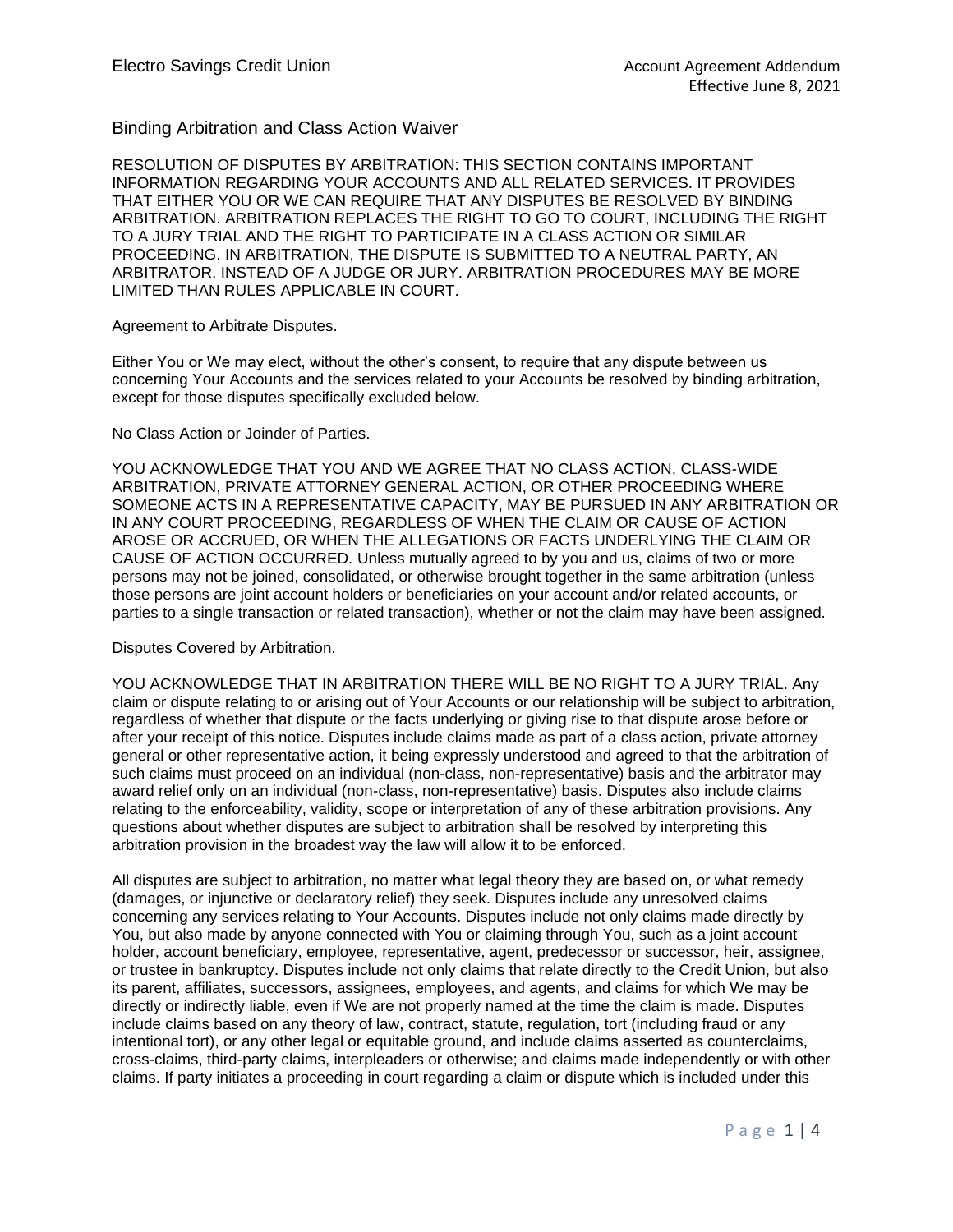Electro Savings Credit Union

Account Agreement Addendum
Effective June 8, 2021

## Binding Arbitration and Class Action Waiver

RESOLUTION OF DISPUTES BY ARBITRATION: THIS SECTION CONTAINS IMPORTANT INFORMATION REGARDING YOUR ACCOUNTS AND ALL RELATED SERVICES. IT PROVIDES THAT EITHER YOU OR WE CAN REQUIRE THAT ANY DISPUTES BE RESOLVED BY BINDING ARBITRATION. ARBITRATION REPLACES THE RIGHT TO GO TO COURT, INCLUDING THE RIGHT TO A JURY TRIAL AND THE RIGHT TO PARTICIPATE IN A CLASS ACTION OR SIMILAR PROCEEDING. IN ARBITRATION, THE DISPUTE IS SUBMITTED TO A NEUTRAL PARTY, AN ARBITRATOR, INSTEAD OF A JUDGE OR JURY. ARBITRATION PROCEDURES MAY BE MORE LIMITED THAN RULES APPLICABLE IN COURT.

### Agreement to Arbitrate Disputes.

Either You or We may elect, without the other's consent, to require that any dispute between us concerning Your Accounts and the services related to your Accounts be resolved by binding arbitration, except for those disputes specifically excluded below.

### No Class Action or Joinder of Parties.

YOU ACKNOWLEDGE THAT YOU AND WE AGREE THAT NO CLASS ACTION, CLASS-WIDE ARBITRATION, PRIVATE ATTORNEY GENERAL ACTION, OR OTHER PROCEEDING WHERE SOMEONE ACTS IN A REPRESENTATIVE CAPACITY, MAY BE PURSUED IN ANY ARBITRATION OR IN ANY COURT PROCEEDING, REGARDLESS OF WHEN THE CLAIM OR CAUSE OF ACTION AROSE OR ACCRUED, OR WHEN THE ALLEGATIONS OR FACTS UNDERLYING THE CLAIM OR CAUSE OF ACTION OCCURRED. Unless mutually agreed to by you and us, claims of two or more persons may not be joined, consolidated, or otherwise brought together in the same arbitration (unless those persons are joint account holders or beneficiaries on your account and/or related accounts, or parties to a single transaction or related transaction), whether or not the claim may have been assigned.

### Disputes Covered by Arbitration.

YOU ACKNOWLEDGE THAT IN ARBITRATION THERE WILL BE NO RIGHT TO A JURY TRIAL. Any claim or dispute relating to or arising out of Your Accounts or our relationship will be subject to arbitration, regardless of whether that dispute or the facts underlying or giving rise to that dispute arose before or after your receipt of this notice. Disputes include claims made as part of a class action, private attorney general or other representative action, it being expressly understood and agreed to that the arbitration of such claims must proceed on an individual (non-class, non-representative) basis and the arbitrator may award relief only on an individual (non-class, non-representative) basis. Disputes also include claims relating to the enforceability, validity, scope or interpretation of any of these arbitration provisions. Any questions about whether disputes are subject to arbitration shall be resolved by interpreting this arbitration provision in the broadest way the law will allow it to be enforced.

All disputes are subject to arbitration, no matter what legal theory they are based on, or what remedy (damages, or injunctive or declaratory relief) they seek. Disputes include any unresolved claims concerning any services relating to Your Accounts. Disputes include not only claims made directly by You, but also made by anyone connected with You or claiming through You, such as a joint account holder, account beneficiary, employee, representative, agent, predecessor or successor, heir, assignee, or trustee in bankruptcy. Disputes include not only claims that relate directly to the Credit Union, but also its parent, affiliates, successors, assignees, employees, and agents, and claims for which We may be directly or indirectly liable, even if We are not properly named at the time the claim is made. Disputes include claims based on any theory of law, contract, statute, regulation, tort (including fraud or any intentional tort), or any other legal or equitable ground, and include claims asserted as counterclaims, cross-claims, third-party claims, interpleaders or otherwise; and claims made independently or with other claims. If party initiates a proceeding in court regarding a claim or dispute which is included under this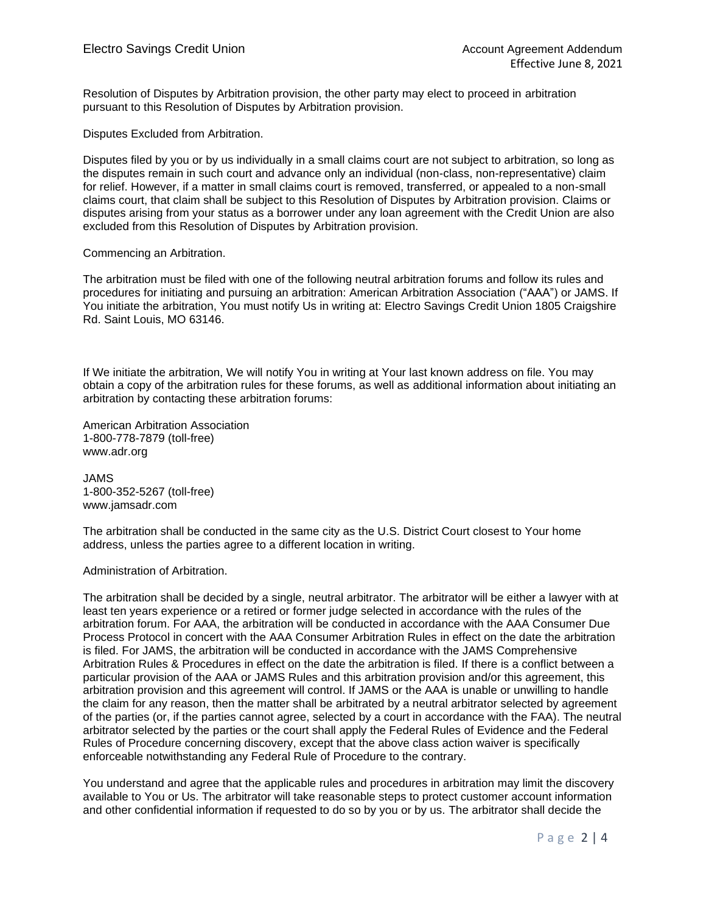Resolution of Disputes by Arbitration provision, the other party may elect to proceed in arbitration pursuant to this Resolution of Disputes by Arbitration provision.

Disputes Excluded from Arbitration.

Disputes filed by you or by us individually in a small claims court are not subject to arbitration, so long as the disputes remain in such court and advance only an individual (non-class, non-representative) claim for relief. However, if a matter in small claims court is removed, transferred, or appealed to a non-small claims court, that claim shall be subject to this Resolution of Disputes by Arbitration provision. Claims or disputes arising from your status as a borrower under any loan agreement with the Credit Union are also excluded from this Resolution of Disputes by Arbitration provision.

Commencing an Arbitration.

The arbitration must be filed with one of the following neutral arbitration forums and follow its rules and procedures for initiating and pursuing an arbitration: American Arbitration Association ("AAA") or JAMS. If You initiate the arbitration, You must notify Us in writing at: Electro Savings Credit Union 1805 Craigshire Rd. Saint Louis, MO 63146.

If We initiate the arbitration, We will notify You in writing at Your last known address on file. You may obtain a copy of the arbitration rules for these forums, as well as additional information about initiating an arbitration by contacting these arbitration forums:

American Arbitration Association
1-800-778-7879 (toll-free)
www.adr.org

JAMS
1-800-352-5267 (toll-free)
www.jamsadr.com

The arbitration shall be conducted in the same city as the U.S. District Court closest to Your home address, unless the parties agree to a different location in writing.

Administration of Arbitration.

The arbitration shall be decided by a single, neutral arbitrator. The arbitrator will be either a lawyer with at least ten years experience or a retired or former judge selected in accordance with the rules of the arbitration forum. For AAA, the arbitration will be conducted in accordance with the AAA Consumer Due Process Protocol in concert with the AAA Consumer Arbitration Rules in effect on the date the arbitration is filed. For JAMS, the arbitration will be conducted in accordance with the JAMS Comprehensive Arbitration Rules & Procedures in effect on the date the arbitration is filed. If there is a conflict between a particular provision of the AAA or JAMS Rules and this arbitration provision and/or this agreement, this arbitration provision and this agreement will control. If JAMS or the AAA is unable or unwilling to handle the claim for any reason, then the matter shall be arbitrated by a neutral arbitrator selected by agreement of the parties (or, if the parties cannot agree, selected by a court in accordance with the FAA). The neutral arbitrator selected by the parties or the court shall apply the Federal Rules of Evidence and the Federal Rules of Procedure concerning discovery, except that the above class action waiver is specifically enforceable notwithstanding any Federal Rule of Procedure to the contrary.

You understand and agree that the applicable rules and procedures in arbitration may limit the discovery available to You or Us. The arbitrator will take reasonable steps to protect customer account information and other confidential information if requested to do so by you or by us. The arbitrator shall decide the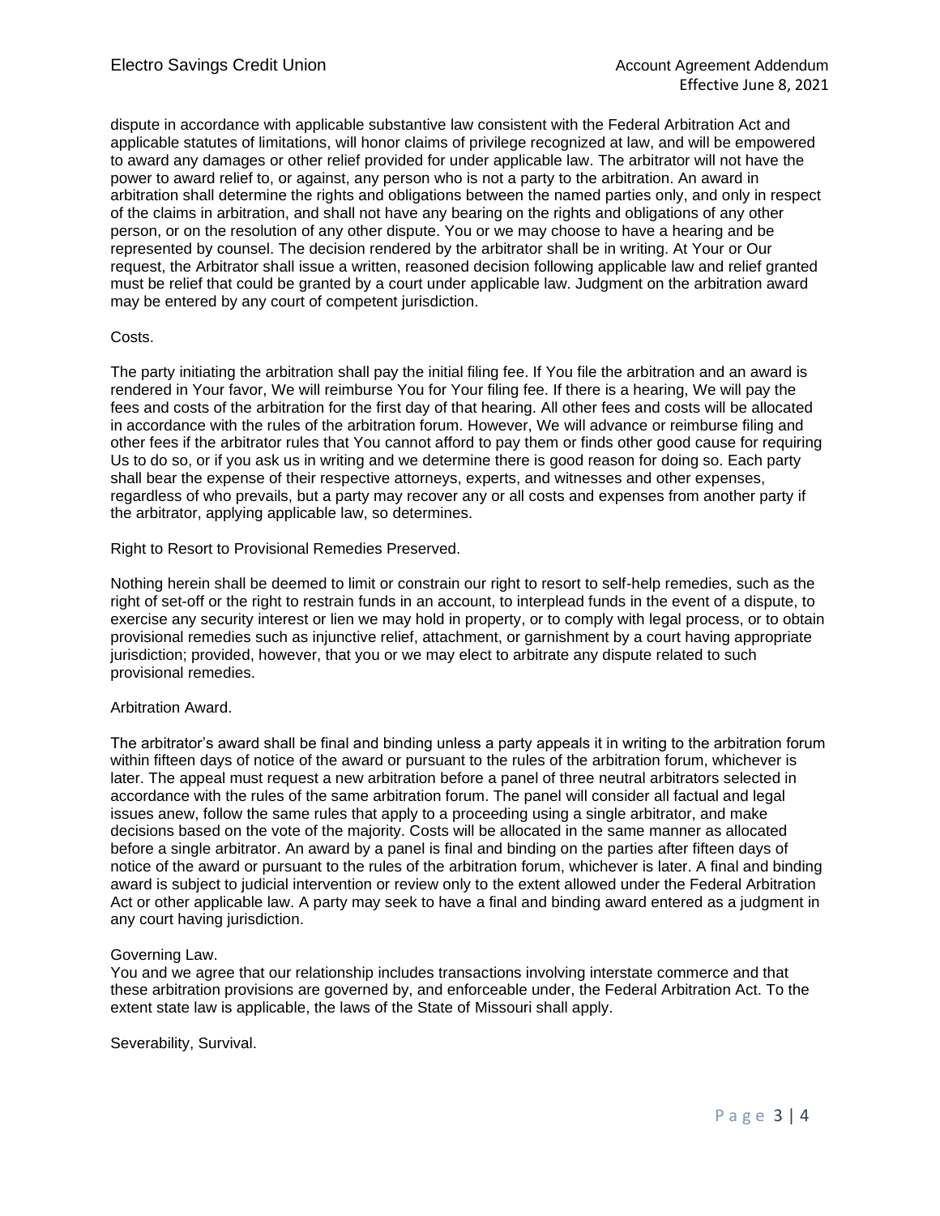dispute in accordance with applicable substantive law consistent with the Federal Arbitration Act and applicable statutes of limitations, will honor claims of privilege recognized at law, and will be empowered to award any damages or other relief provided for under applicable law. The arbitrator will not have the power to award relief to, or against, any person who is not a party to the arbitration. An award in arbitration shall determine the rights and obligations between the named parties only, and only in respect of the claims in arbitration, and shall not have any bearing on the rights and obligations of any other person, or on the resolution of any other dispute. You or we may choose to have a hearing and be represented by counsel. The decision rendered by the arbitrator shall be in writing. At Your or Our request, the Arbitrator shall issue a written, reasoned decision following applicable law and relief granted must be relief that could be granted by a court under applicable law. Judgment on the arbitration award may be entered by any court of competent jurisdiction.

Costs.

The party initiating the arbitration shall pay the initial filing fee. If You file the arbitration and an award is rendered in Your favor, We will reimburse You for Your filing fee. If there is a hearing, We will pay the fees and costs of the arbitration for the first day of that hearing. All other fees and costs will be allocated in accordance with the rules of the arbitration forum. However, We will advance or reimburse filing and other fees if the arbitrator rules that You cannot afford to pay them or finds other good cause for requiring Us to do so, or if you ask us in writing and we determine there is good reason for doing so. Each party shall bear the expense of their respective attorneys, experts, and witnesses and other expenses, regardless of who prevails, but a party may recover any or all costs and expenses from another party if the arbitrator, applying applicable law, so determines.

Right to Resort to Provisional Remedies Preserved.

Nothing herein shall be deemed to limit or constrain our right to resort to self-help remedies, such as the right of set-off or the right to restrain funds in an account, to interplead funds in the event of a dispute, to exercise any security interest or lien we may hold in property, or to comply with legal process, or to obtain provisional remedies such as injunctive relief, attachment, or garnishment by a court having appropriate jurisdiction; provided, however, that you or we may elect to arbitrate any dispute related to such provisional remedies.

Arbitration Award.

The arbitrator's award shall be final and binding unless a party appeals it in writing to the arbitration forum within fifteen days of notice of the award or pursuant to the rules of the arbitration forum, whichever is later. The appeal must request a new arbitration before a panel of three neutral arbitrators selected in accordance with the rules of the same arbitration forum. The panel will consider all factual and legal issues anew, follow the same rules that apply to a proceeding using a single arbitrator, and make decisions based on the vote of the majority. Costs will be allocated in the same manner as allocated before a single arbitrator. An award by a panel is final and binding on the parties after fifteen days of notice of the award or pursuant to the rules of the arbitration forum, whichever is later. A final and binding award is subject to judicial intervention or review only to the extent allowed under the Federal Arbitration Act or other applicable law. A party may seek to have a final and binding award entered as a judgment in any court having jurisdiction.

Governing Law.

You and we agree that our relationship includes transactions involving interstate commerce and that these arbitration provisions are governed by, and enforceable under, the Federal Arbitration Act. To the extent state law is applicable, the laws of the State of Missouri shall apply.

Severability, Survival.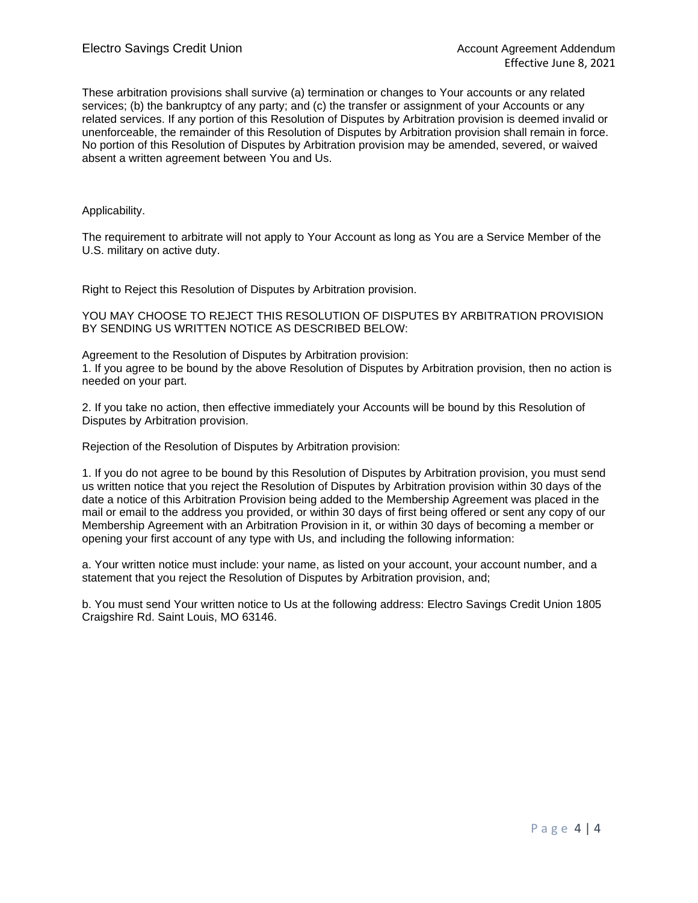These arbitration provisions shall survive (a) termination or changes to Your accounts or any related services; (b) the bankruptcy of any party; and (c) the transfer or assignment of your Accounts or any related services. If any portion of this Resolution of Disputes by Arbitration provision is deemed invalid or unenforceable, the remainder of this Resolution of Disputes by Arbitration provision shall remain in force. No portion of this Resolution of Disputes by Arbitration provision may be amended, severed, or waived absent a written agreement between You and Us.

Applicability.

The requirement to arbitrate will not apply to Your Account as long as You are a Service Member of the U.S. military on active duty.

Right to Reject this Resolution of Disputes by Arbitration provision.

YOU MAY CHOOSE TO REJECT THIS RESOLUTION OF DISPUTES BY ARBITRATION PROVISION BY SENDING US WRITTEN NOTICE AS DESCRIBED BELOW:

Agreement to the Resolution of Disputes by Arbitration provision:

1. If you agree to be bound by the above Resolution of Disputes by Arbitration provision, then no action is needed on your part.

2. If you take no action, then effective immediately your Accounts will be bound by this Resolution of Disputes by Arbitration provision.

Rejection of the Resolution of Disputes by Arbitration provision:

1. If you do not agree to be bound by this Resolution of Disputes by Arbitration provision, you must send us written notice that you reject the Resolution of Disputes by Arbitration provision within 30 days of the date a notice of this Arbitration Provision being added to the Membership Agreement was placed in the mail or email to the address you provided, or within 30 days of first being offered or sent any copy of our Membership Agreement with an Arbitration Provision in it, or within 30 days of becoming a member or opening your first account of any type with Us, and including the following information:

a. Your written notice must include: your name, as listed on your account, your account number, and a statement that you reject the Resolution of Disputes by Arbitration provision, and;

b. You must send Your written notice to Us at the following address: Electro Savings Credit Union 1805 Craigshire Rd. Saint Louis, MO 63146.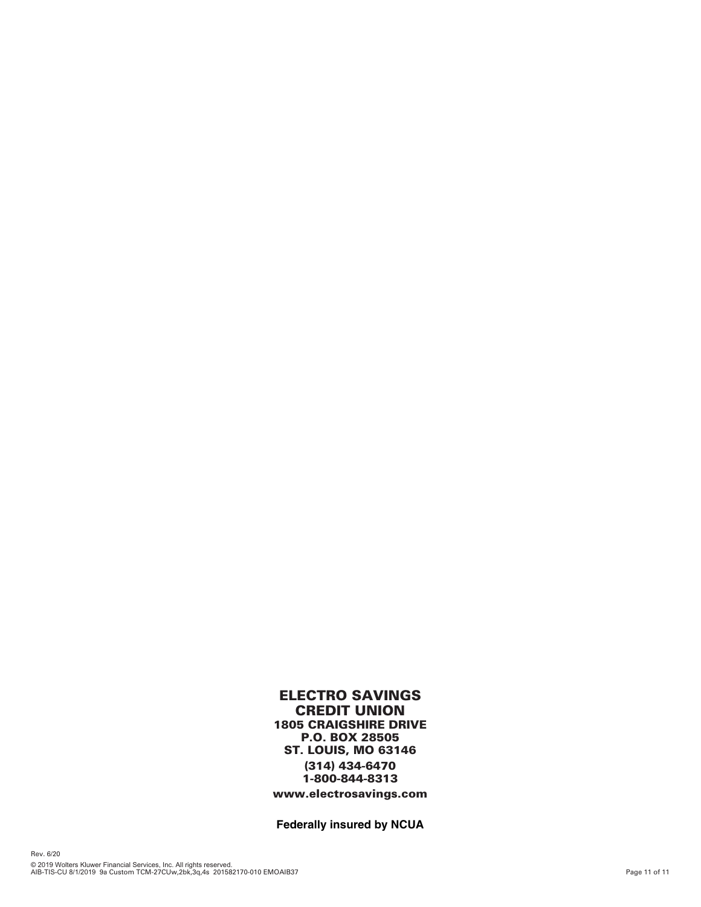**ELECTRO SAVINGS**
**CREDIT UNION**
**1805 CRAIGSHIRE DRIVE**
**P.O. BOX 28505**
**ST. LOUIS, MO 63146**
**(314) 434-6470**
**1-800-844-8313**
**www.electrosavings.com**

**Federally insured by NCUA**

Rev. 6/20

© 2019 Wolters Kluwer Financial Services, Inc. All rights reserved.
AIB-TIS-CU 8/1/2019 9a Custom TCM-27CUw,2bk,3q,4s 201582170-010 EMOAIB37